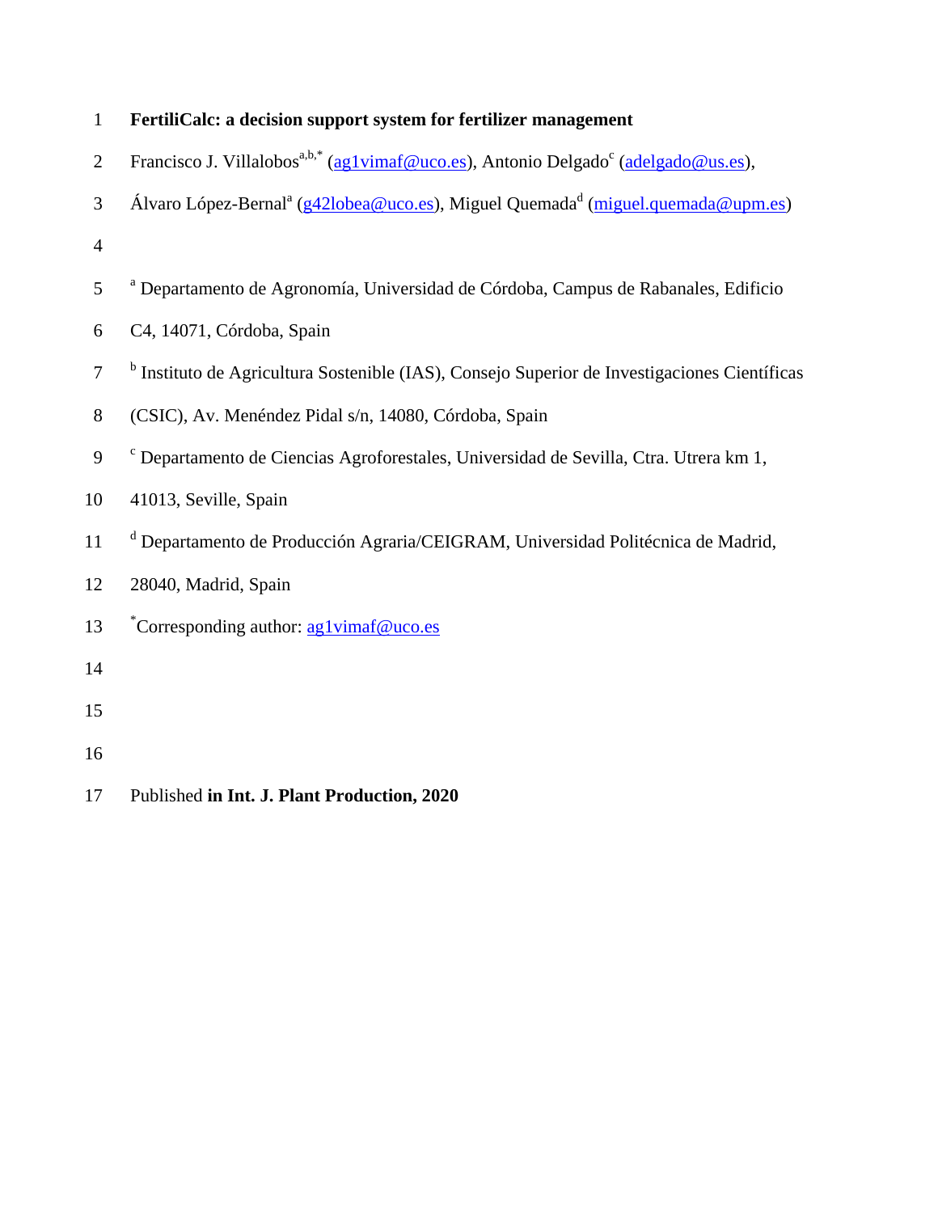# FertiliCalc: a decision support system for fertilizer management

Francisco J. Villalobos[a,b,*] (ag1vimaf@uco.es), Antonio Delgado[c] (adelgado@us.es), Álvaro López-Bernal[a] (g42lobea@uco.es), Miguel Quemada[d] (miguel.quemada@upm.es)

[a] Departamento de Agronomía, Universidad de Córdoba, Campus de Rabanales, Edificio C4, 14071, Córdoba, Spain

[b] Instituto de Agricultura Sostenible (IAS), Consejo Superior de Investigaciones Científicas (CSIC), Av. Menéndez Pidal s/n, 14080, Córdoba, Spain

[c] Departamento de Ciencias Agroforestales, Universidad de Sevilla, Ctra. Utrera km 1, 41013, Seville, Spain

[d] Departamento de Producción Agraria/CEIGRAM, Universidad Politécnica de Madrid, 28040, Madrid, Spain

[*]Corresponding author: ag1vimaf@uco.es

Published **in Int. J. Plant Production, 2020**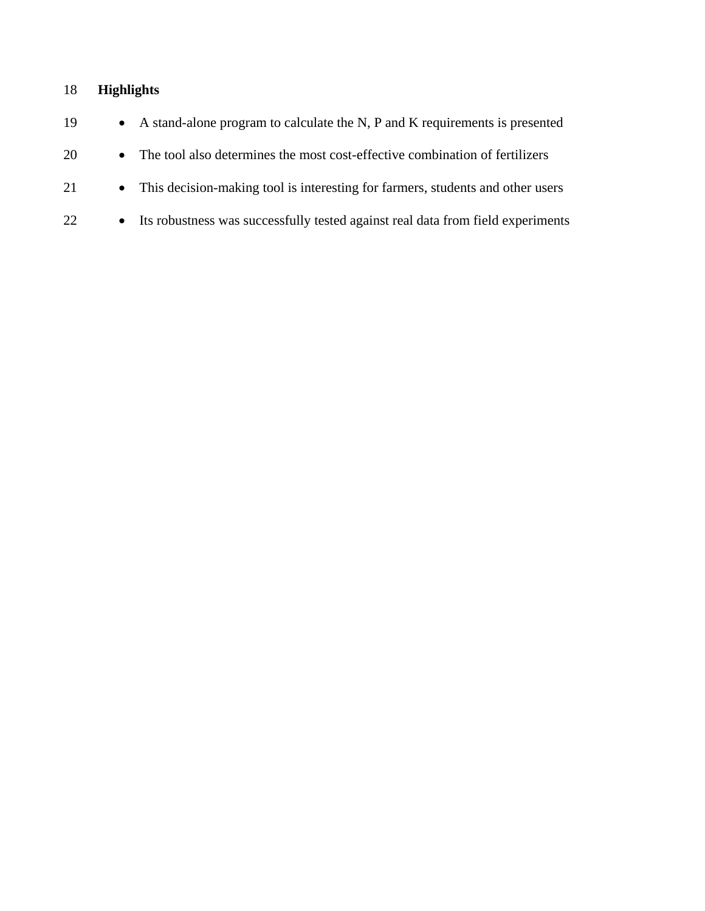**Highlights**

- A stand-alone program to calculate the N, P and K requirements is presented
- The tool also determines the most cost-effective combination of fertilizers
- This decision-making tool is interesting for farmers, students and other users
- Its robustness was successfully tested against real data from field experiments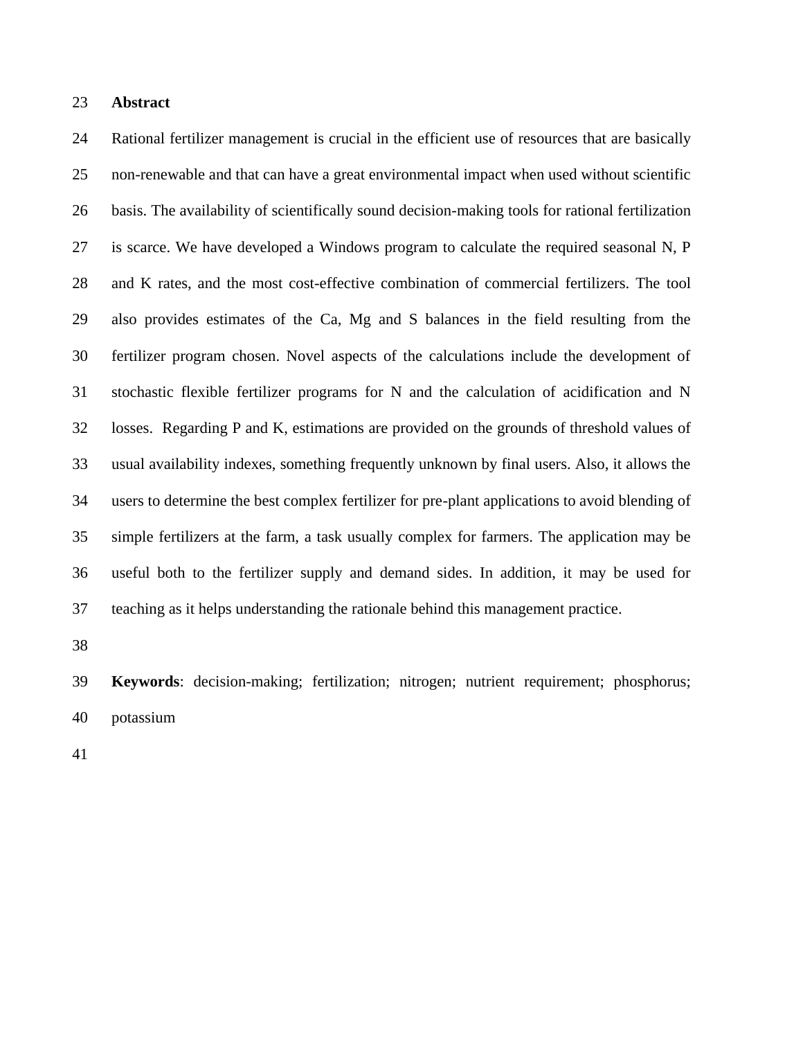## Abstract

Rational fertilizer management is crucial in the efficient use of resources that are basically non-renewable and that can have a great environmental impact when used without scientific basis. The availability of scientifically sound decision-making tools for rational fertilization is scarce. We have developed a Windows program to calculate the required seasonal N, P and K rates, and the most cost-effective combination of commercial fertilizers. The tool also provides estimates of the Ca, Mg and S balances in the field resulting from the fertilizer program chosen. Novel aspects of the calculations include the development of stochastic flexible fertilizer programs for N and the calculation of acidification and N losses. Regarding P and K, estimations are provided on the grounds of threshold values of usual availability indexes, something frequently unknown by final users. Also, it allows the users to determine the best complex fertilizer for pre-plant applications to avoid blending of simple fertilizers at the farm, a task usually complex for farmers. The application may be useful both to the fertilizer supply and demand sides. In addition, it may be used for teaching as it helps understanding the rationale behind this management practice.

**Keywords**: decision-making; fertilization; nitrogen; nutrient requirement; phosphorus; potassium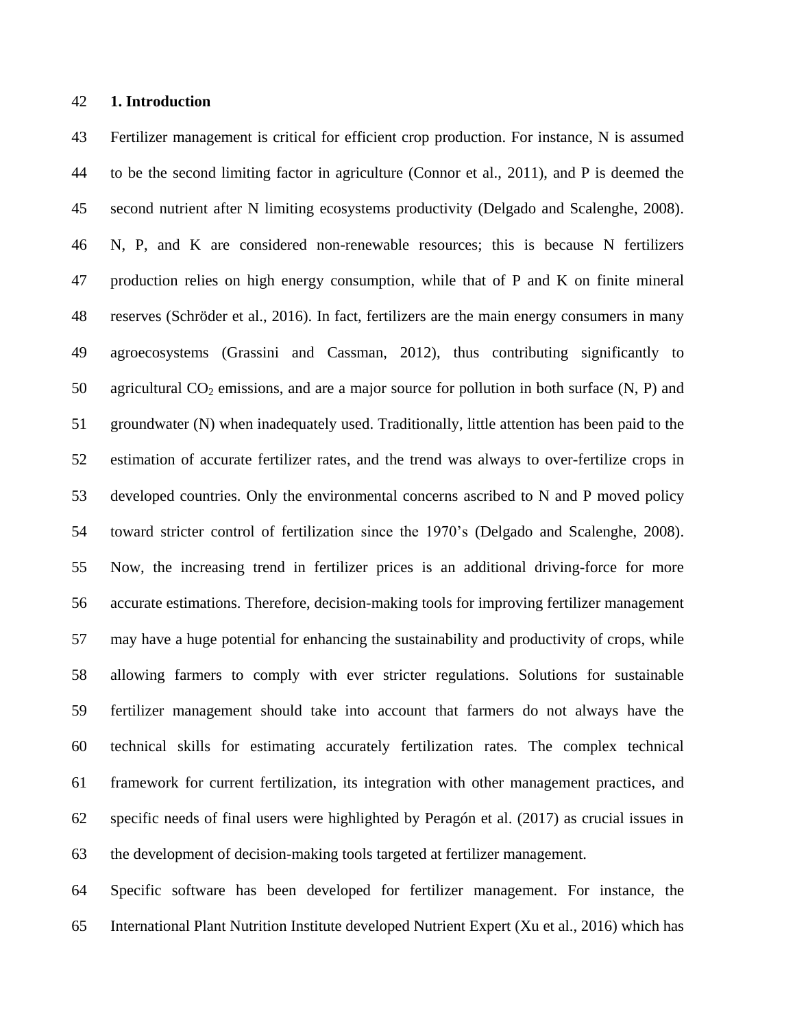## 1. Introduction

Fertilizer management is critical for efficient crop production. For instance, N is assumed to be the second limiting factor in agriculture (Connor et al., 2011), and P is deemed the second nutrient after N limiting ecosystems productivity (Delgado and Scalenghe, 2008). N, P, and K are considered non-renewable resources; this is because N fertilizers production relies on high energy consumption, while that of P and K on finite mineral reserves (Schröder et al., 2016). In fact, fertilizers are the main energy consumers in many agroecosystems (Grassini and Cassman, 2012), thus contributing significantly to agricultural $CO_2$ emissions, and are a major source for pollution in both surface (N, P) and groundwater (N) when inadequately used. Traditionally, little attention has been paid to the estimation of accurate fertilizer rates, and the trend was always to over-fertilize crops in developed countries. Only the environmental concerns ascribed to N and P moved policy toward stricter control of fertilization since the 1970's (Delgado and Scalenghe, 2008). Now, the increasing trend in fertilizer prices is an additional driving-force for more accurate estimations. Therefore, decision-making tools for improving fertilizer management may have a huge potential for enhancing the sustainability and productivity of crops, while allowing farmers to comply with ever stricter regulations. Solutions for sustainable fertilizer management should take into account that farmers do not always have the technical skills for estimating accurately fertilization rates. The complex technical framework for current fertilization, its integration with other management practices, and specific needs of final users were highlighted by Peragón et al. (2017) as crucial issues in the development of decision-making tools targeted at fertilizer management.

Specific software has been developed for fertilizer management. For instance, the International Plant Nutrition Institute developed Nutrient Expert (Xu et al., 2016) which has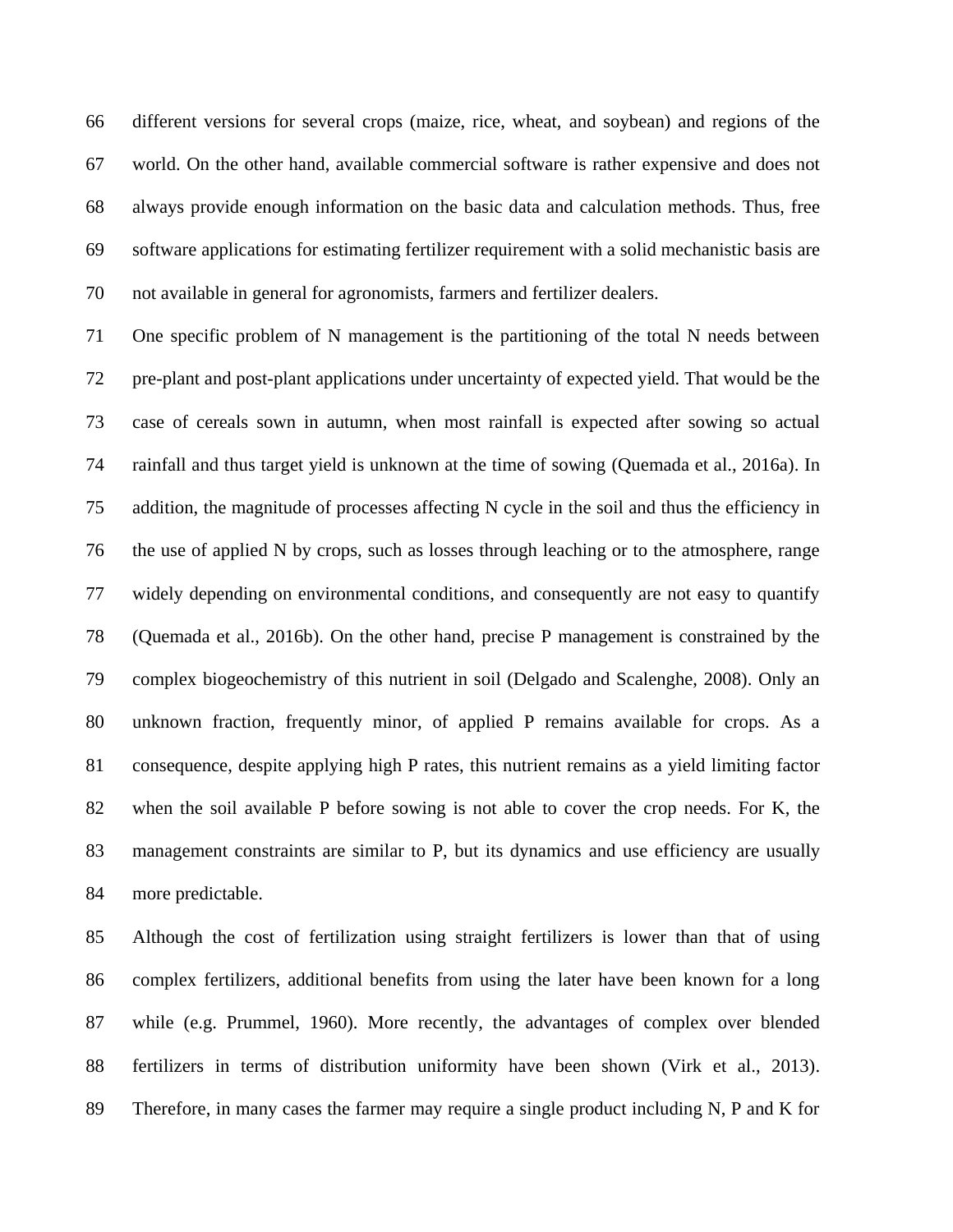different versions for several crops (maize, rice, wheat, and soybean) and regions of the world. On the other hand, available commercial software is rather expensive and does not always provide enough information on the basic data and calculation methods. Thus, free software applications for estimating fertilizer requirement with a solid mechanistic basis are not available in general for agronomists, farmers and fertilizer dealers.

One specific problem of N management is the partitioning of the total N needs between pre-plant and post-plant applications under uncertainty of expected yield. That would be the case of cereals sown in autumn, when most rainfall is expected after sowing so actual rainfall and thus target yield is unknown at the time of sowing (Quemada et al., 2016a). In addition, the magnitude of processes affecting N cycle in the soil and thus the efficiency in the use of applied N by crops, such as losses through leaching or to the atmosphere, range widely depending on environmental conditions, and consequently are not easy to quantify (Quemada et al., 2016b). On the other hand, precise P management is constrained by the complex biogeochemistry of this nutrient in soil (Delgado and Scalenghe, 2008). Only an unknown fraction, frequently minor, of applied P remains available for crops. As a consequence, despite applying high P rates, this nutrient remains as a yield limiting factor when the soil available P before sowing is not able to cover the crop needs. For K, the management constraints are similar to P, but its dynamics and use efficiency are usually more predictable.

Although the cost of fertilization using straight fertilizers is lower than that of using complex fertilizers, additional benefits from using the later have been known for a long while (e.g. Prummel, 1960). More recently, the advantages of complex over blended fertilizers in terms of distribution uniformity have been shown (Virk et al., 2013). Therefore, in many cases the farmer may require a single product including N, P and K for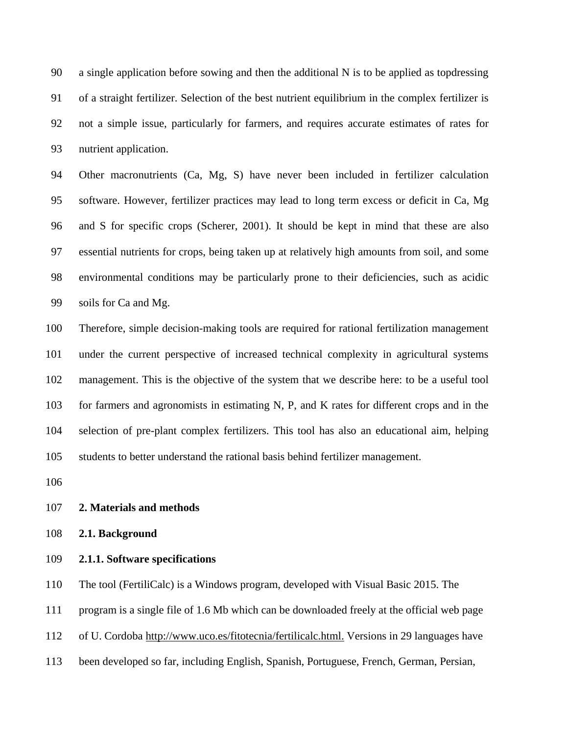a single application before sowing and then the additional N is to be applied as topdressing of a straight fertilizer. Selection of the best nutrient equilibrium in the complex fertilizer is not a simple issue, particularly for farmers, and requires accurate estimates of rates for nutrient application.

Other macronutrients (Ca, Mg, S) have never been included in fertilizer calculation software. However, fertilizer practices may lead to long term excess or deficit in Ca, Mg and S for specific crops (Scherer, 2001). It should be kept in mind that these are also essential nutrients for crops, being taken up at relatively high amounts from soil, and some environmental conditions may be particularly prone to their deficiencies, such as acidic soils for Ca and Mg.

Therefore, simple decision-making tools are required for rational fertilization management under the current perspective of increased technical complexity in agricultural systems management. This is the objective of the system that we describe here: to be a useful tool for farmers and agronomists in estimating N, P, and K rates for different crops and in the selection of pre-plant complex fertilizers. This tool has also an educational aim, helping students to better understand the rational basis behind fertilizer management.

## 2. Materials and methods

### 2.1. Background

#### 2.1.1. Software specifications

The tool (FertiliCalc) is a Windows program, developed with Visual Basic 2015. The program is a single file of 1.6 Mb which can be downloaded freely at the official web page of U. Cordoba http://www.uco.es/fitotecnia/fertilicalc.html. Versions in 29 languages have been developed so far, including English, Spanish, Portuguese, French, German, Persian,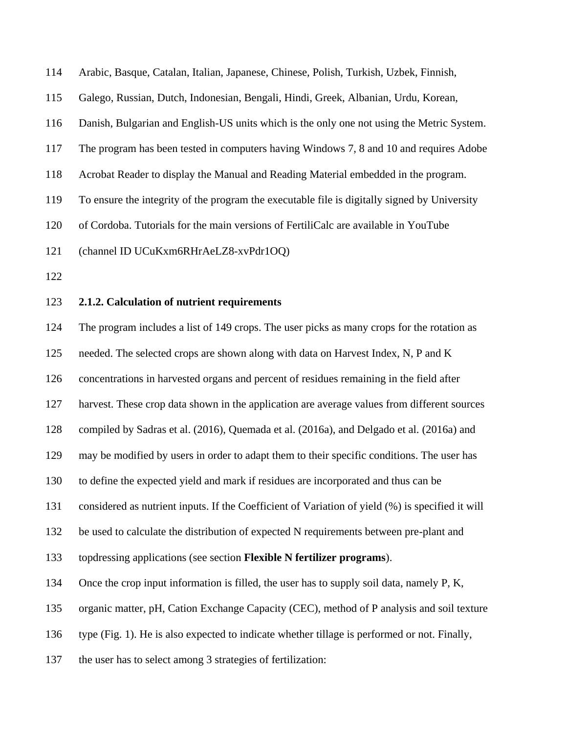Arabic, Basque, Catalan, Italian, Japanese, Chinese, Polish, Turkish, Uzbek, Finnish, Galego, Russian, Dutch, Indonesian, Bengali, Hindi, Greek, Albanian, Urdu, Korean, Danish, Bulgarian and English-US units which is the only one not using the Metric System. The program has been tested in computers having Windows 7, 8 and 10 and requires Adobe Acrobat Reader to display the Manual and Reading Material embedded in the program. To ensure the integrity of the program the executable file is digitally signed by University of Cordoba. Tutorials for the main versions of FertiliCalc are available in YouTube (channel ID UCuKxm6RHrAeLZ8-xvPdr1OQ)

### 2.1.2. Calculation of nutrient requirements

The program includes a list of 149 crops. The user picks as many crops for the rotation as needed. The selected crops are shown along with data on Harvest Index, N, P and K concentrations in harvested organs and percent of residues remaining in the field after harvest. These crop data shown in the application are average values from different sources compiled by Sadras et al. (2016), Quemada et al. (2016a), and Delgado et al. (2016a) and may be modified by users in order to adapt them to their specific conditions. The user has to define the expected yield and mark if residues are incorporated and thus can be considered as nutrient inputs. If the Coefficient of Variation of yield (%) is specified it will be used to calculate the distribution of expected N requirements between pre-plant and topdressing applications (see section **Flexible N fertilizer programs**).

Once the crop input information is filled, the user has to supply soil data, namely P, K, organic matter, pH, Cation Exchange Capacity (CEC), method of P analysis and soil texture type (Fig. 1). He is also expected to indicate whether tillage is performed or not. Finally, the user has to select among 3 strategies of fertilization: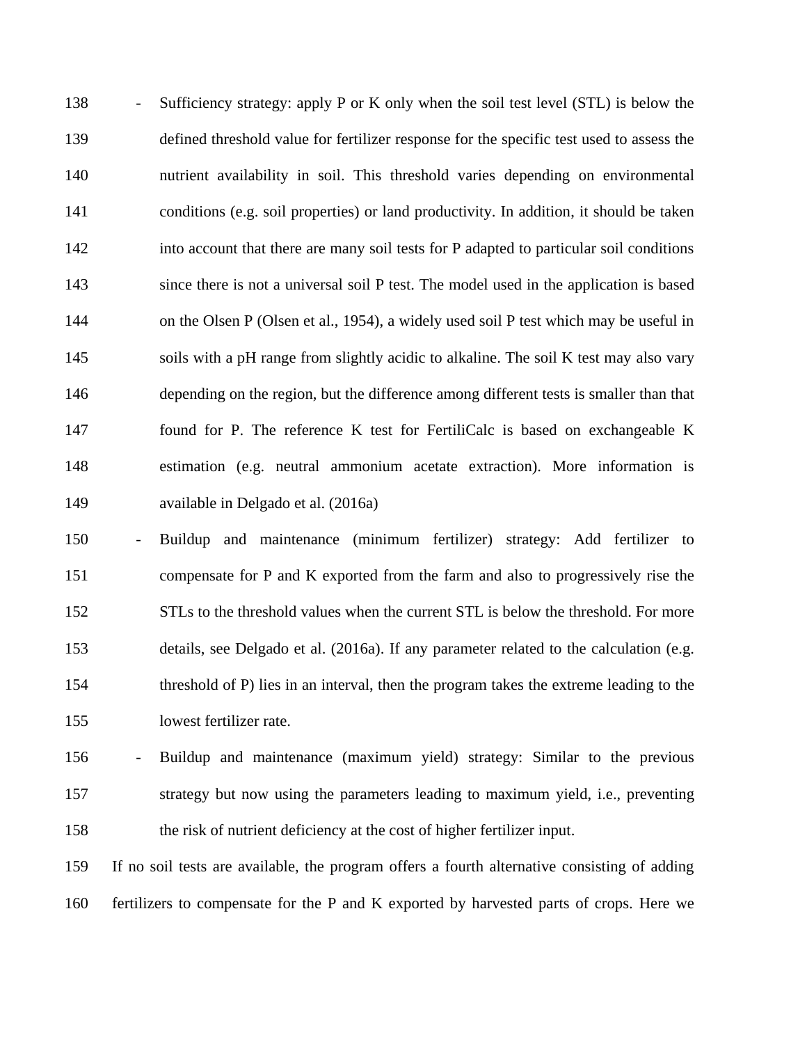- Sufficiency strategy: apply P or K only when the soil test level (STL) is below the defined threshold value for fertilizer response for the specific test used to assess the nutrient availability in soil. This threshold varies depending on environmental conditions (e.g. soil properties) or land productivity. In addition, it should be taken into account that there are many soil tests for P adapted to particular soil conditions since there is not a universal soil P test. The model used in the application is based on the Olsen P (Olsen et al., 1954), a widely used soil P test which may be useful in soils with a pH range from slightly acidic to alkaline. The soil K test may also vary depending on the region, but the difference among different tests is smaller than that found for P. The reference K test for FertiliCalc is based on exchangeable K estimation (e.g. neutral ammonium acetate extraction). More information is available in Delgado et al. (2016a)
- Buildup and maintenance (minimum fertilizer) strategy: Add fertilizer to compensate for P and K exported from the farm and also to progressively rise the STLs to the threshold values when the current STL is below the threshold. For more details, see Delgado et al. (2016a). If any parameter related to the calculation (e.g. threshold of P) lies in an interval, then the program takes the extreme leading to the lowest fertilizer rate.
- Buildup and maintenance (maximum yield) strategy: Similar to the previous strategy but now using the parameters leading to maximum yield, i.e., preventing the risk of nutrient deficiency at the cost of higher fertilizer input.

If no soil tests are available, the program offers a fourth alternative consisting of adding fertilizers to compensate for the P and K exported by harvested parts of crops. Here we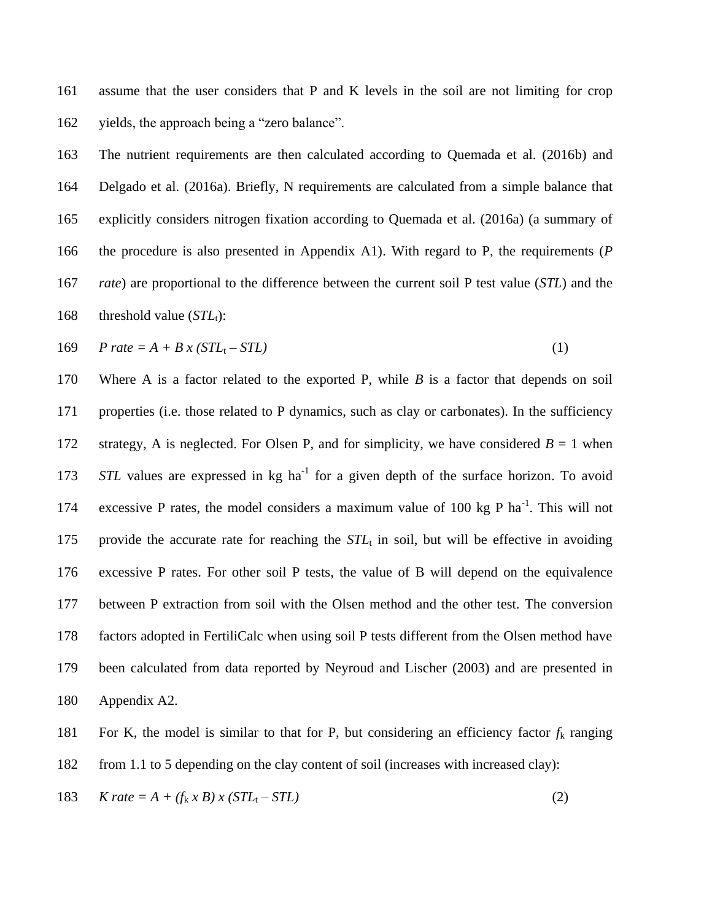assume that the user considers that P and K levels in the soil are not limiting for crop yields, the approach being a "zero balance".

The nutrient requirements are then calculated according to Quemada et al. (2016b) and Delgado et al. (2016a). Briefly, N requirements are calculated from a simple balance that explicitly considers nitrogen fixation according to Quemada et al. (2016a) (a summary of the procedure is also presented in Appendix A1). With regard to P, the requirements (*P rate*) are proportional to the difference between the current soil P test value (*STL*) and the threshold value ($STL_t$):

$$P\ rate = A + B \times (STL_t - STL) \quad (1)$$

Where A is a factor related to the exported P, while *B* is a factor that depends on soil properties (i.e. those related to P dynamics, such as clay or carbonates). In the sufficiency strategy, A is neglected. For Olsen P, and for simplicity, we have considered $B = 1$ when *STL* values are expressed in kg ha$^{-1}$ for a given depth of the surface horizon. To avoid excessive P rates, the model considers a maximum value of 100 kg P ha$^{-1}$. This will not provide the accurate rate for reaching the $STL_t$ in soil, but will be effective in avoiding excessive P rates. For other soil P tests, the value of B will depend on the equivalence between P extraction from soil with the Olsen method and the other test. The conversion factors adopted in FertiliCalc when using soil P tests different from the Olsen method have been calculated from data reported by Neyroud and Lischer (2003) and are presented in Appendix A2.

For K, the model is similar to that for P, but considering an efficiency factor $f_k$ ranging from 1.1 to 5 depending on the clay content of soil (increases with increased clay):

$$K\ rate = A + (f_k \times B) \times (STL_t - STL) \quad (2)$$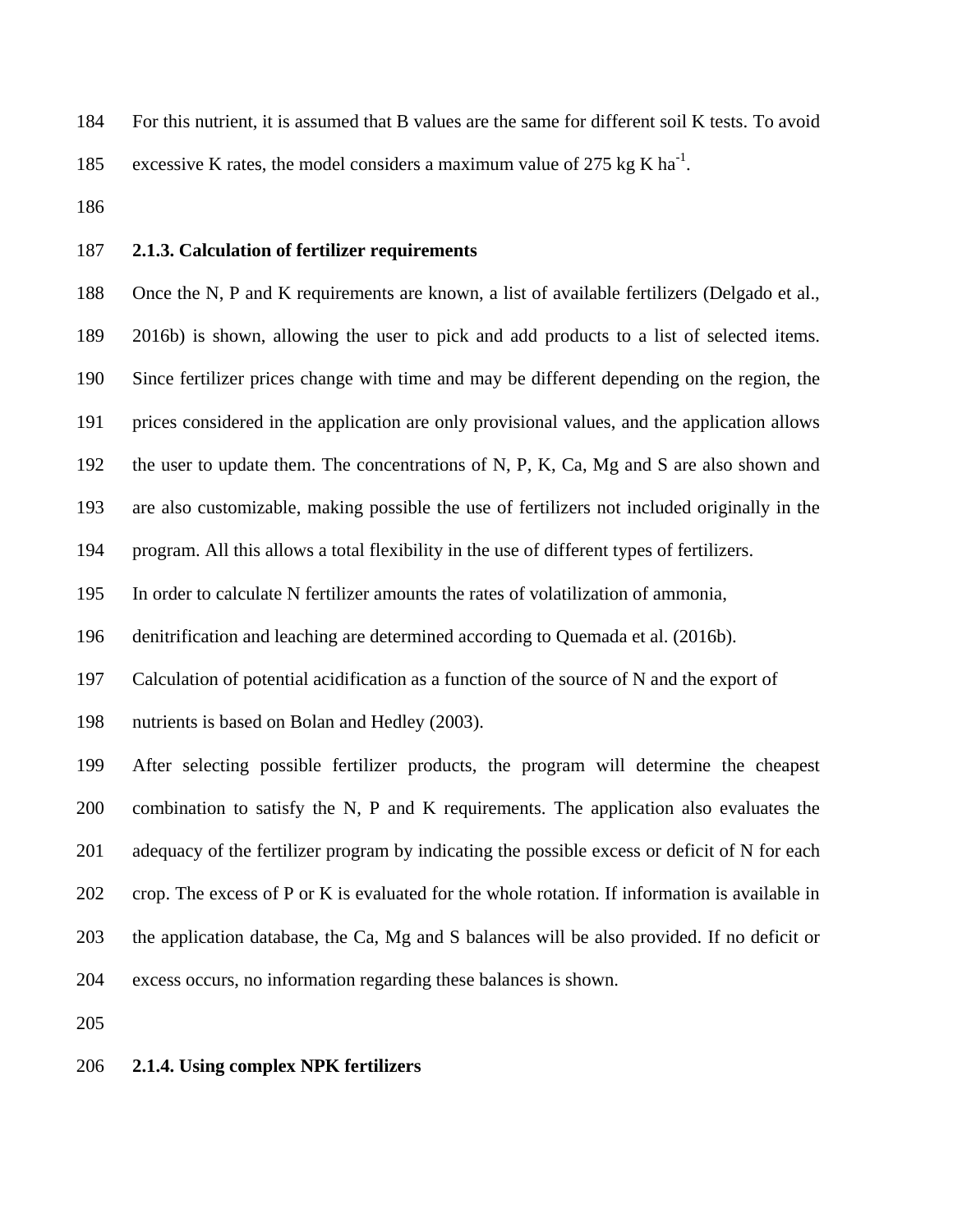For this nutrient, it is assumed that B values are the same for different soil K tests. To avoid excessive K rates, the model considers a maximum value of 275 kg K $ha^{-1}$.

### 2.1.3. Calculation of fertilizer requirements

Once the N, P and K requirements are known, a list of available fertilizers (Delgado et al., 2016b) is shown, allowing the user to pick and add products to a list of selected items. Since fertilizer prices change with time and may be different depending on the region, the prices considered in the application are only provisional values, and the application allows the user to update them. The concentrations of N, P, K, Ca, Mg and S are also shown and are also customizable, making possible the use of fertilizers not included originally in the program. All this allows a total flexibility in the use of different types of fertilizers.

In order to calculate N fertilizer amounts the rates of volatilization of ammonia, denitrification and leaching are determined according to Quemada et al. (2016b).

Calculation of potential acidification as a function of the source of N and the export of nutrients is based on Bolan and Hedley (2003).

After selecting possible fertilizer products, the program will determine the cheapest combination to satisfy the N, P and K requirements. The application also evaluates the adequacy of the fertilizer program by indicating the possible excess or deficit of N for each crop. The excess of P or K is evaluated for the whole rotation. If information is available in the application database, the Ca, Mg and S balances will be also provided. If no deficit or excess occurs, no information regarding these balances is shown.

### 2.1.4. Using complex NPK fertilizers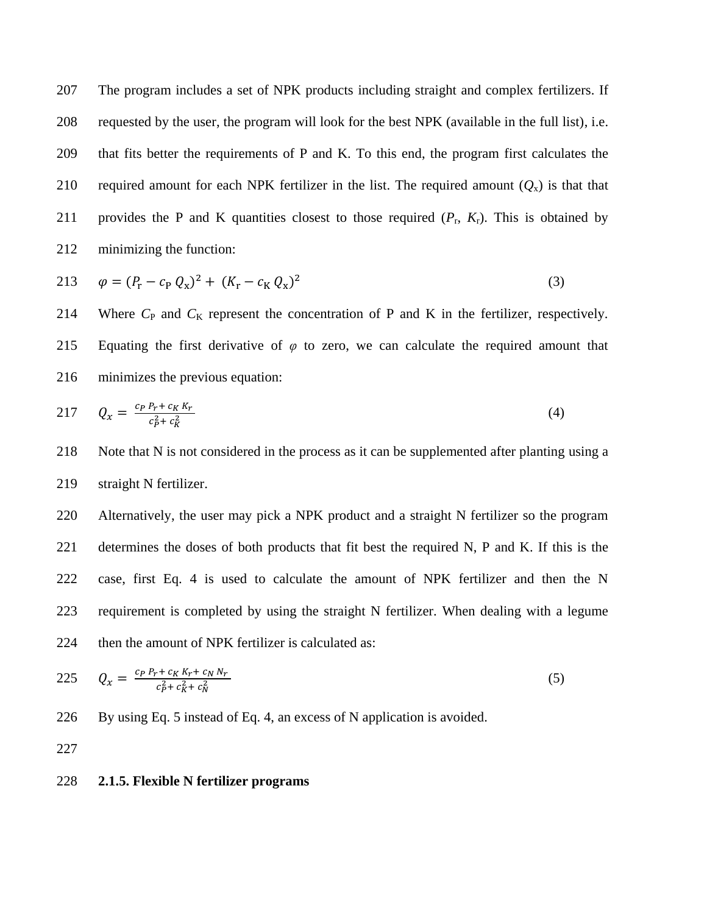The program includes a set of NPK products including straight and complex fertilizers. If requested by the user, the program will look for the best NPK (available in the full list), i.e. that fits better the requirements of P and K. To this end, the program first calculates the required amount for each NPK fertilizer in the list. The required amount ($Q_x$) is that that provides the P and K quantities closest to those required ($P_r$, $K_r$). This is obtained by minimizing the function:

$$\varphi = (P_r - c_P\, Q_x)^2 + (K_r - c_K\, Q_x)^2 \tag{3}$$

Where $C_P$ and $C_K$ represent the concentration of P and K in the fertilizer, respectively. Equating the first derivative of $\varphi$ to zero, we can calculate the required amount that minimizes the previous equation:

$$Q_x = \frac{c_P\, P_r + c_K\, K_r}{c_P^2 + c_K^2} \tag{4}$$

Note that N is not considered in the process as it can be supplemented after planting using a straight N fertilizer.

Alternatively, the user may pick a NPK product and a straight N fertilizer so the program determines the doses of both products that fit best the required N, P and K. If this is the case, first Eq. 4 is used to calculate the amount of NPK fertilizer and then the N requirement is completed by using the straight N fertilizer. When dealing with a legume then the amount of NPK fertilizer is calculated as:

$$Q_x = \frac{c_P\, P_r + c_K\, K_r + c_N\, N_r}{c_P^2 + c_K^2 + c_N^2} \tag{5}$$

By using Eq. 5 instead of Eq. 4, an excess of N application is avoided.

#### 2.1.5. Flexible N fertilizer programs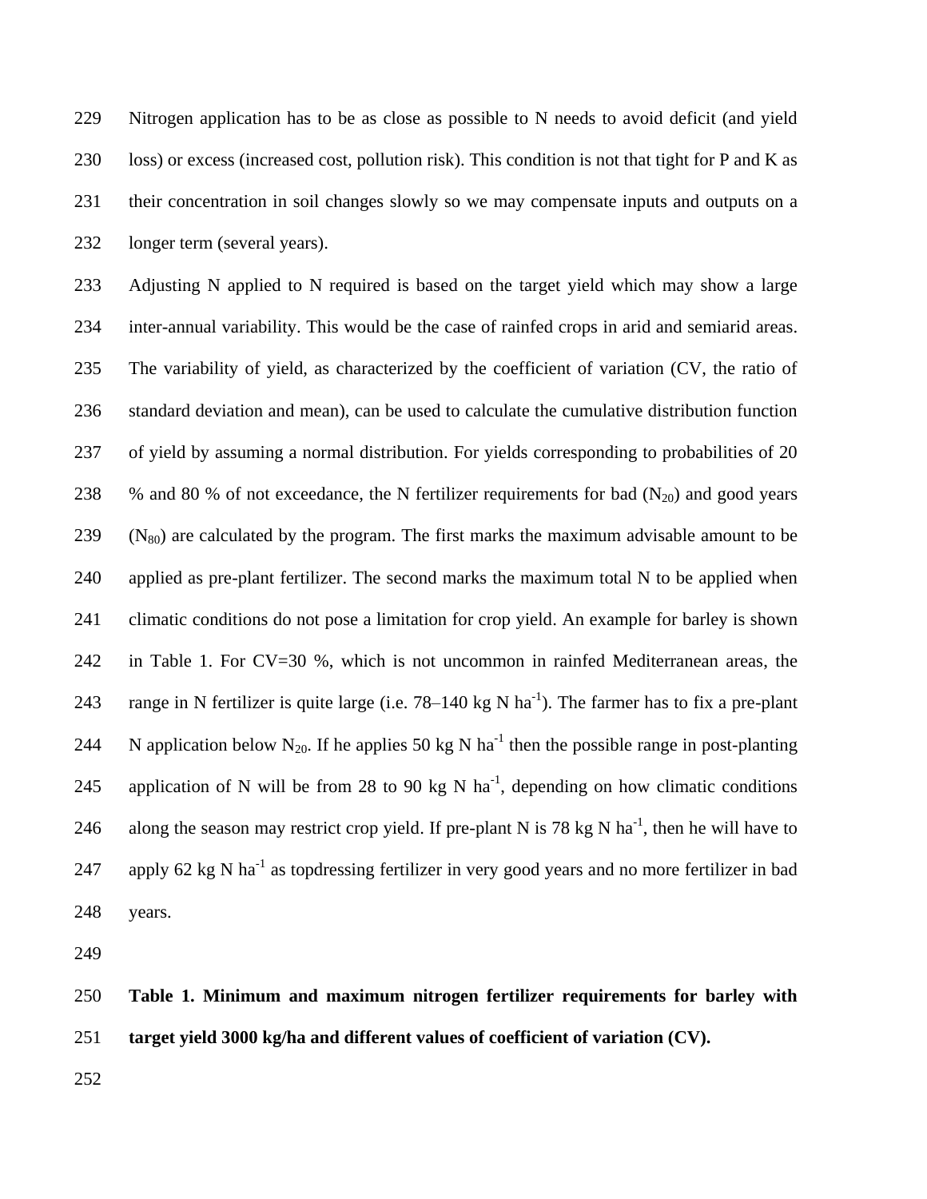Nitrogen application has to be as close as possible to N needs to avoid deficit (and yield loss) or excess (increased cost, pollution risk). This condition is not that tight for P and K as their concentration in soil changes slowly so we may compensate inputs and outputs on a longer term (several years).

Adjusting N applied to N required is based on the target yield which may show a large inter-annual variability. This would be the case of rainfed crops in arid and semiarid areas. The variability of yield, as characterized by the coefficient of variation (CV, the ratio of standard deviation and mean), can be used to calculate the cumulative distribution function of yield by assuming a normal distribution. For yields corresponding to probabilities of 20 % and 80 % of not exceedance, the N fertilizer requirements for bad ($N_{20}$) and good years ($N_{80}$) are calculated by the program. The first marks the maximum advisable amount to be applied as pre-plant fertilizer. The second marks the maximum total N to be applied when climatic conditions do not pose a limitation for crop yield. An example for barley is shown in Table 1. For CV=30 %, which is not uncommon in rainfed Mediterranean areas, the range in N fertilizer is quite large (i.e. 78–140 kg N ha$^{-1}$). The farmer has to fix a pre-plant N application below $N_{20}$. If he applies 50 kg N ha$^{-1}$ then the possible range in post-planting application of N will be from 28 to 90 kg N ha$^{-1}$, depending on how climatic conditions along the season may restrict crop yield. If pre-plant N is 78 kg N ha$^{-1}$, then he will have to apply 62 kg N ha$^{-1}$ as topdressing fertilizer in very good years and no more fertilizer in bad years.

**Table 1. Minimum and maximum nitrogen fertilizer requirements for barley with target yield 3000 kg/ha and different values of coefficient of variation (CV).**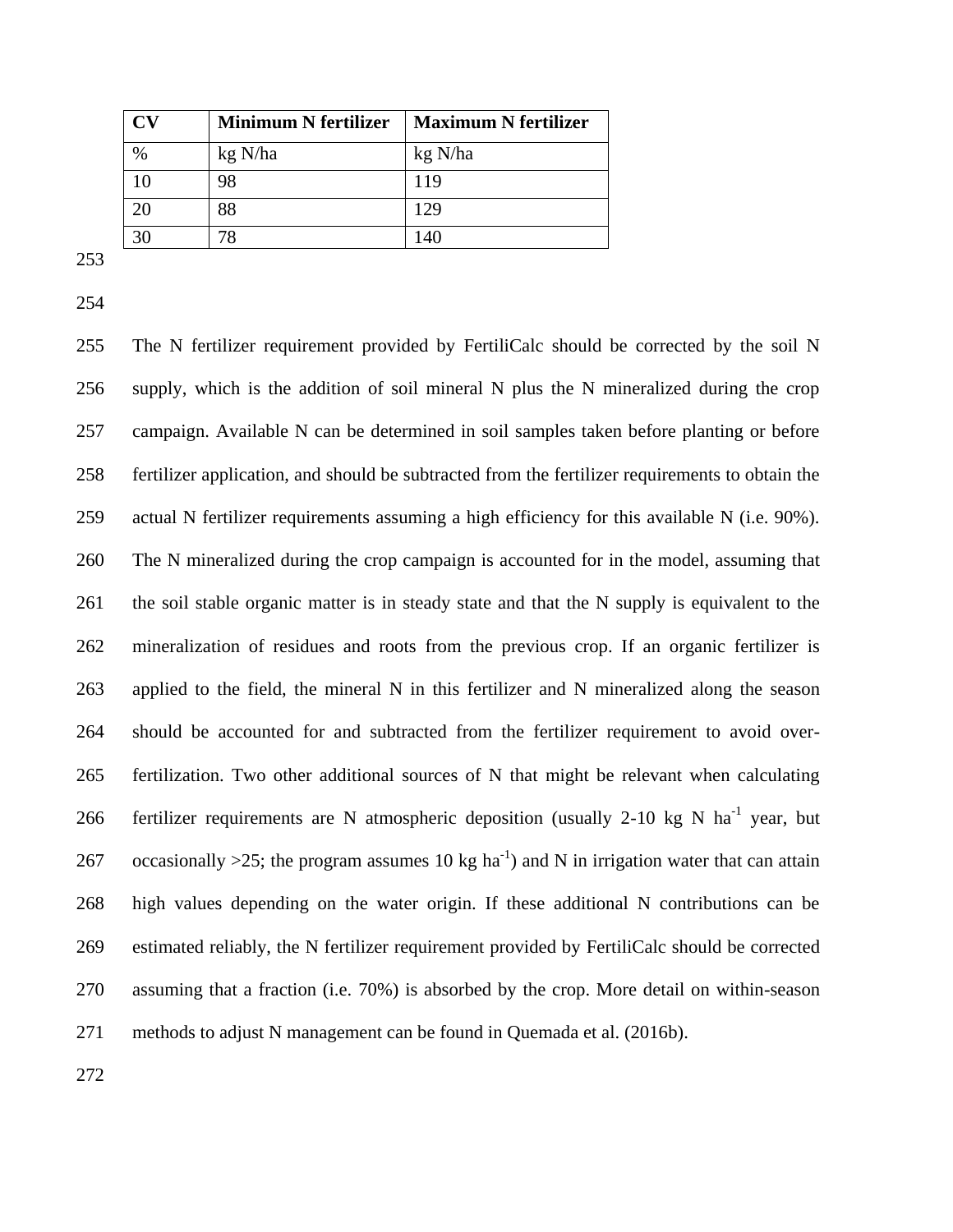| CV | Minimum N fertilizer | Maximum N fertilizer |
|---|---|---|
| % | kg N/ha | kg N/ha |
| 10 | 98 | 119 |
| 20 | 88 | 129 |
| 30 | 78 | 140 |

The N fertilizer requirement provided by FertiliCalc should be corrected by the soil N supply, which is the addition of soil mineral N plus the N mineralized during the crop campaign. Available N can be determined in soil samples taken before planting or before fertilizer application, and should be subtracted from the fertilizer requirements to obtain the actual N fertilizer requirements assuming a high efficiency for this available N (i.e. 90%). The N mineralized during the crop campaign is accounted for in the model, assuming that the soil stable organic matter is in steady state and that the N supply is equivalent to the mineralization of residues and roots from the previous crop. If an organic fertilizer is applied to the field, the mineral N in this fertilizer and N mineralized along the season should be accounted for and subtracted from the fertilizer requirement to avoid over-fertilization. Two other additional sources of N that might be relevant when calculating fertilizer requirements are N atmospheric deposition (usually 2-10 kg N $ha^{-1}$ year, but occasionally >25; the program assumes 10 kg $ha^{-1}$) and N in irrigation water that can attain high values depending on the water origin. If these additional N contributions can be estimated reliably, the N fertilizer requirement provided by FertiliCalc should be corrected assuming that a fraction (i.e. 70%) is absorbed by the crop. More detail on within-season methods to adjust N management can be found in Quemada et al. (2016b).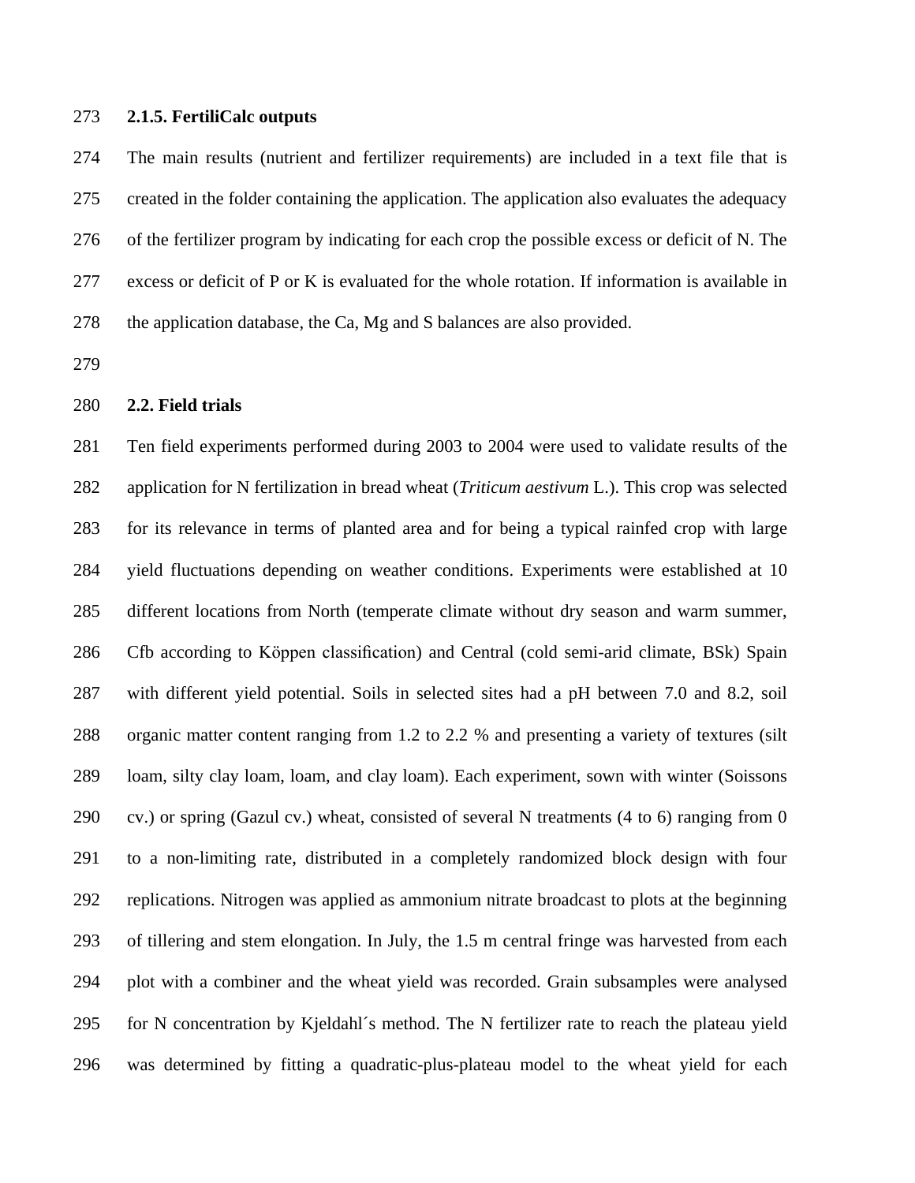### 2.1.5. FertiliCalc outputs

The main results (nutrient and fertilizer requirements) are included in a text file that is created in the folder containing the application. The application also evaluates the adequacy of the fertilizer program by indicating for each crop the possible excess or deficit of N. The excess or deficit of P or K is evaluated for the whole rotation. If information is available in the application database, the Ca, Mg and S balances are also provided.

## 2.2. Field trials

Ten field experiments performed during 2003 to 2004 were used to validate results of the application for N fertilization in bread wheat (*Triticum aestivum* L.). This crop was selected for its relevance in terms of planted area and for being a typical rainfed crop with large yield fluctuations depending on weather conditions. Experiments were established at 10 different locations from North (temperate climate without dry season and warm summer, Cfb according to Köppen classification) and Central (cold semi-arid climate, BSk) Spain with different yield potential. Soils in selected sites had a pH between 7.0 and 8.2, soil organic matter content ranging from 1.2 to 2.2 % and presenting a variety of textures (silt loam, silty clay loam, loam, and clay loam). Each experiment, sown with winter (Soissons cv.) or spring (Gazul cv.) wheat, consisted of several N treatments (4 to 6) ranging from 0 to a non-limiting rate, distributed in a completely randomized block design with four replications. Nitrogen was applied as ammonium nitrate broadcast to plots at the beginning of tillering and stem elongation. In July, the 1.5 m central fringe was harvested from each plot with a combiner and the wheat yield was recorded. Grain subsamples were analysed for N concentration by Kjeldahl´s method. The N fertilizer rate to reach the plateau yield was determined by fitting a quadratic-plus-plateau model to the wheat yield for each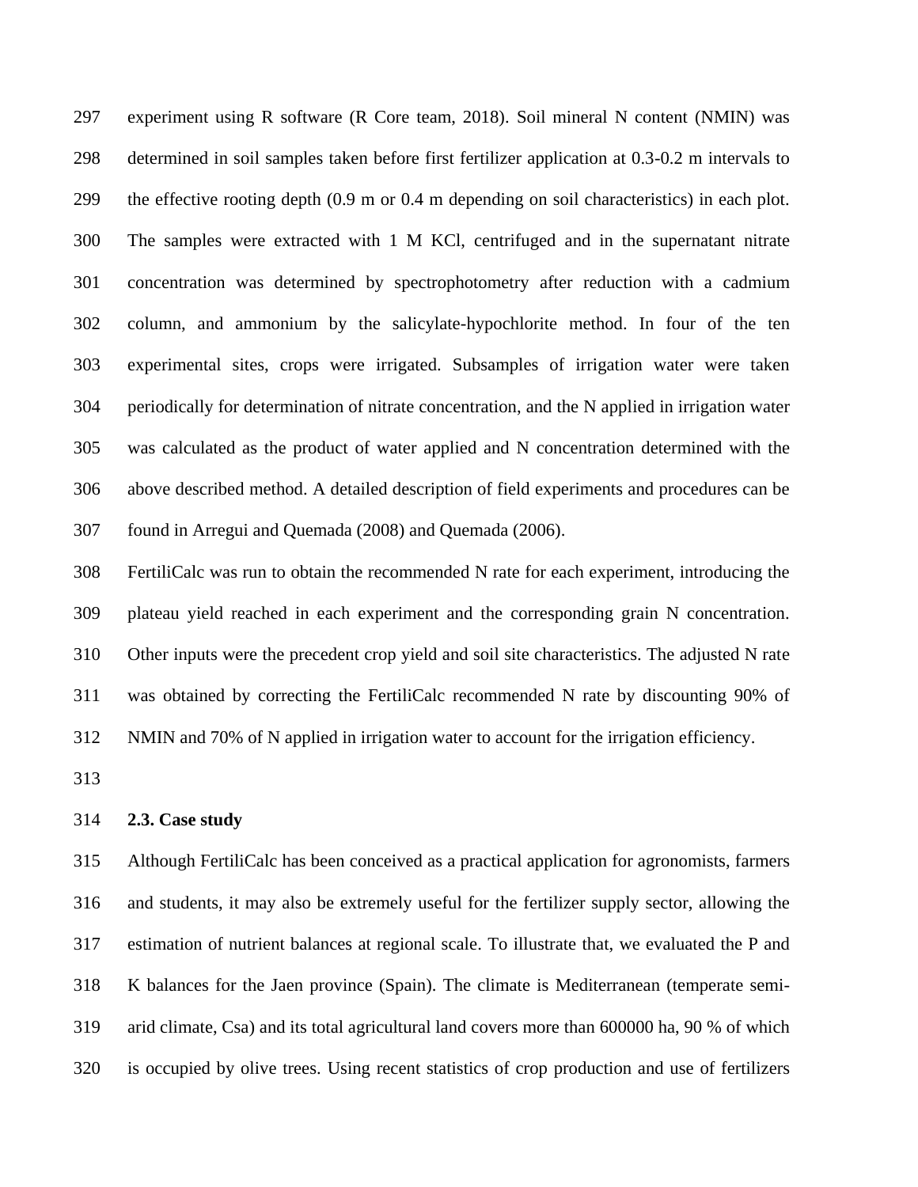experiment using R software (R Core team, 2018). Soil mineral N content (NMIN) was determined in soil samples taken before first fertilizer application at 0.3-0.2 m intervals to the effective rooting depth (0.9 m or 0.4 m depending on soil characteristics) in each plot. The samples were extracted with 1 M KCl, centrifuged and in the supernatant nitrate concentration was determined by spectrophotometry after reduction with a cadmium column, and ammonium by the salicylate-hypochlorite method. In four of the ten experimental sites, crops were irrigated. Subsamples of irrigation water were taken periodically for determination of nitrate concentration, and the N applied in irrigation water was calculated as the product of water applied and N concentration determined with the above described method. A detailed description of field experiments and procedures can be found in Arregui and Quemada (2008) and Quemada (2006).

FertiliCalc was run to obtain the recommended N rate for each experiment, introducing the plateau yield reached in each experiment and the corresponding grain N concentration. Other inputs were the precedent crop yield and soil site characteristics. The adjusted N rate was obtained by correcting the FertiliCalc recommended N rate by discounting 90% of NMIN and 70% of N applied in irrigation water to account for the irrigation efficiency.

### 2.3. Case study

Although FertiliCalc has been conceived as a practical application for agronomists, farmers and students, it may also be extremely useful for the fertilizer supply sector, allowing the estimation of nutrient balances at regional scale. To illustrate that, we evaluated the P and K balances for the Jaen province (Spain). The climate is Mediterranean (temperate semi-arid climate, Csa) and its total agricultural land covers more than 600000 ha, 90 % of which is occupied by olive trees. Using recent statistics of crop production and use of fertilizers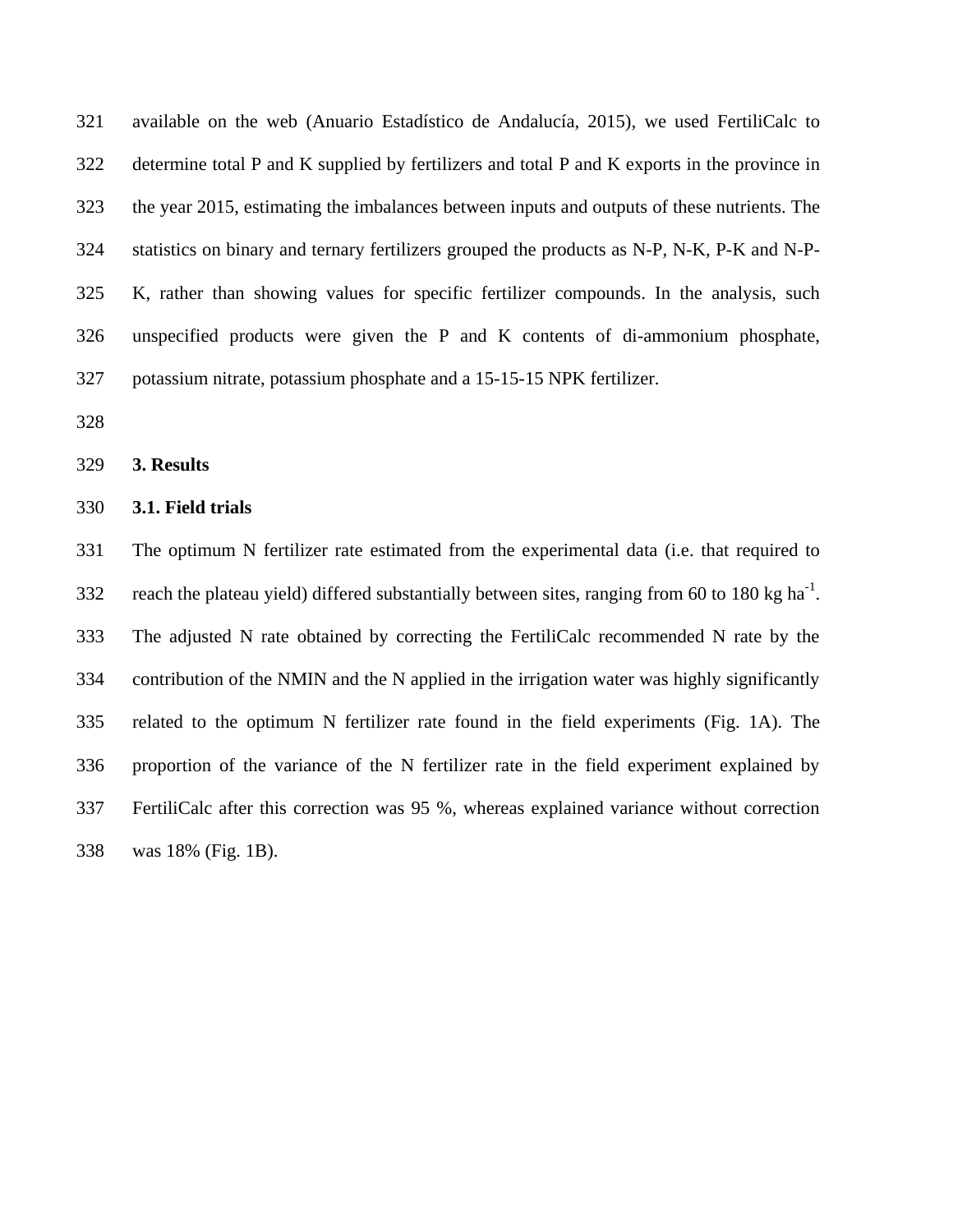available on the web (Anuario Estadístico de Andalucía, 2015), we used FertiliCalc to determine total P and K supplied by fertilizers and total P and K exports in the province in the year 2015, estimating the imbalances between inputs and outputs of these nutrients. The statistics on binary and ternary fertilizers grouped the products as N-P, N-K, P-K and N-P-K, rather than showing values for specific fertilizer compounds. In the analysis, such unspecified products were given the P and K contents of di-ammonium phosphate, potassium nitrate, potassium phosphate and a 15-15-15 NPK fertilizer.

## 3. Results

### 3.1. Field trials

The optimum N fertilizer rate estimated from the experimental data (i.e. that required to reach the plateau yield) differed substantially between sites, ranging from 60 to 180 kg ha$^{-1}$. The adjusted N rate obtained by correcting the FertiliCalc recommended N rate by the contribution of the NMIN and the N applied in the irrigation water was highly significantly related to the optimum N fertilizer rate found in the field experiments (Fig. 1A). The proportion of the variance of the N fertilizer rate in the field experiment explained by FertiliCalc after this correction was 95 %, whereas explained variance without correction was 18% (Fig. 1B).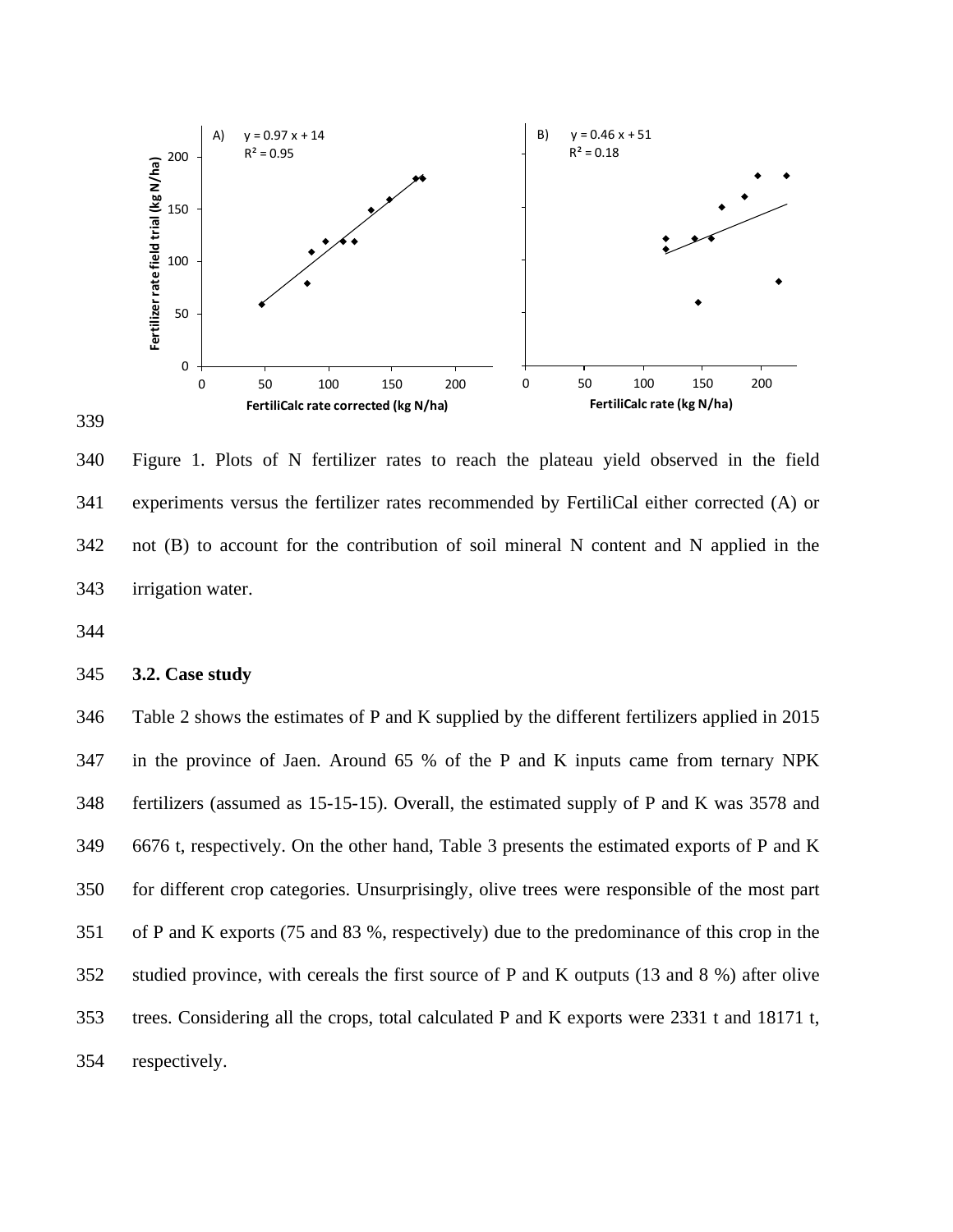Figure 1. Plots of N fertilizer rates to reach the plateau yield observed in the field experiments versus the fertilizer rates recommended by FertiliCal either corrected (A) or not (B) to account for the contribution of soil mineral N content and N applied in the irrigation water.

### 3.2. Case study

Table 2 shows the estimates of P and K supplied by the different fertilizers applied in 2015 in the province of Jaen. Around 65 % of the P and K inputs came from ternary NPK fertilizers (assumed as 15-15-15). Overall, the estimated supply of P and K was 3578 and 6676 t, respectively. On the other hand, Table 3 presents the estimated exports of P and K for different crop categories. Unsurprisingly, olive trees were responsible of the most part of P and K exports (75 and 83 %, respectively) due to the predominance of this crop in the studied province, with cereals the first source of P and K outputs (13 and 8 %) after olive trees. Considering all the crops, total calculated P and K exports were 2331 t and 18171 t, respectively.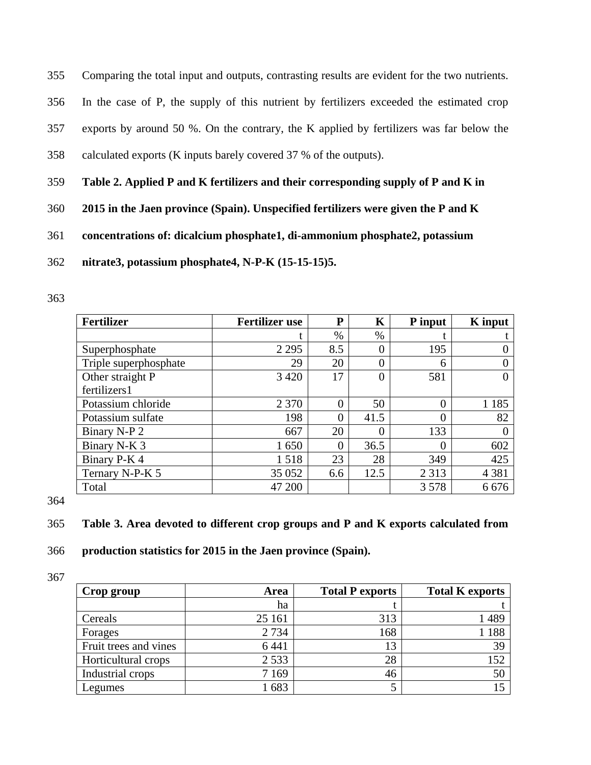Comparing the total input and outputs, contrasting results are evident for the two nutrients. In the case of P, the supply of this nutrient by fertilizers exceeded the estimated crop exports by around 50 %. On the contrary, the K applied by fertilizers was far below the calculated exports (K inputs barely covered 37 % of the outputs).

**Table 2. Applied P and K fertilizers and their corresponding supply of P and K in 2015 in the Jaen province (Spain). Unspecified fertilizers were given the P and K concentrations of: dicalcium phosphate1, di-ammonium phosphate2, potassium nitrate3, potassium phosphate4, N-P-K (15-15-15)5.**

| Fertilizer | Fertilizer use | P | K | P input | K input |
|---|---|---|---|---|---|
| | t | % | % | t | t |
| Superphosphate | 2 295 | 8.5 | 0 | 195 | 0 |
| Triple superphosphate | 29 | 20 | 0 | 6 | 0 |
| Other straight P fertilizers1 | 3 420 | 17 | 0 | 581 | 0 |
| Potassium chloride | 2 370 | 0 | 50 | 0 | 1 185 |
| Potassium sulfate | 198 | 0 | 41.5 | 0 | 82 |
| Binary N-P 2 | 667 | 20 | 0 | 133 | 0 |
| Binary N-K 3 | 1 650 | 0 | 36.5 | 0 | 602 |
| Binary P-K 4 | 1 518 | 23 | 28 | 349 | 425 |
| Ternary N-P-K 5 | 35 052 | 6.6 | 12.5 | 2 313 | 4 381 |
| Total | 47 200 | | | 3 578 | 6 676 |

**Table 3. Area devoted to different crop groups and P and K exports calculated from production statistics for 2015 in the Jaen province (Spain).**

| Crop group | Area | Total P exports | Total K exports |
|---|---|---|---|
| | ha | t | t |
| Cereals | 25 161 | 313 | 1 489 |
| Forages | 2 734 | 168 | 1 188 |
| Fruit trees and vines | 6 441 | 13 | 39 |
| Horticultural crops | 2 533 | 28 | 152 |
| Industrial crops | 7 169 | 46 | 50 |
| Legumes | 1 683 | 5 | 15 |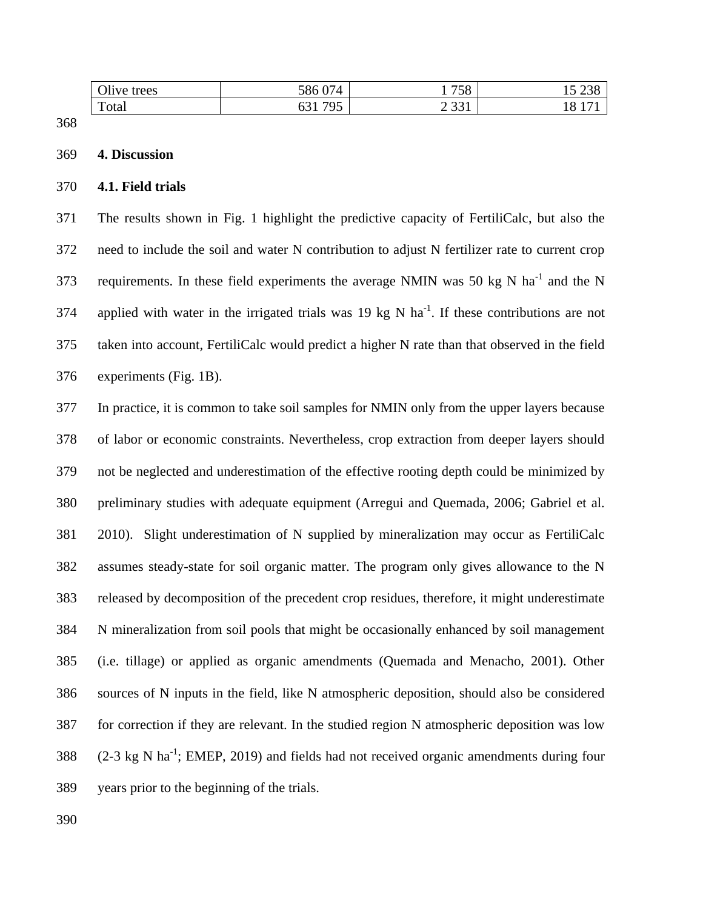| Olive trees | 586 074 | 1 758 | 15 238 |
|---|---|---|---|
| Total | 631 795 | 2 331 | 18 171 |

## 4. Discussion

### 4.1. Field trials

The results shown in Fig. 1 highlight the predictive capacity of FertiliCalc, but also the need to include the soil and water N contribution to adjust N fertilizer rate to current crop requirements. In these field experiments the average NMIN was 50 kg N $ha^{-1}$ and the N applied with water in the irrigated trials was 19 kg N $ha^{-1}$. If these contributions are not taken into account, FertiliCalc would predict a higher N rate than that observed in the field experiments (Fig. 1B).

In practice, it is common to take soil samples for NMIN only from the upper layers because of labor or economic constraints. Nevertheless, crop extraction from deeper layers should not be neglected and underestimation of the effective rooting depth could be minimized by preliminary studies with adequate equipment (Arregui and Quemada, 2006; Gabriel et al. 2010). Slight underestimation of N supplied by mineralization may occur as FertiliCalc assumes steady-state for soil organic matter. The program only gives allowance to the N released by decomposition of the precedent crop residues, therefore, it might underestimate N mineralization from soil pools that might be occasionally enhanced by soil management (i.e. tillage) or applied as organic amendments (Quemada and Menacho, 2001). Other sources of N inputs in the field, like N atmospheric deposition, should also be considered for correction if they are relevant. In the studied region N atmospheric deposition was low (2-3 kg N $ha^{-1}$; EMEP, 2019) and fields had not received organic amendments during four years prior to the beginning of the trials.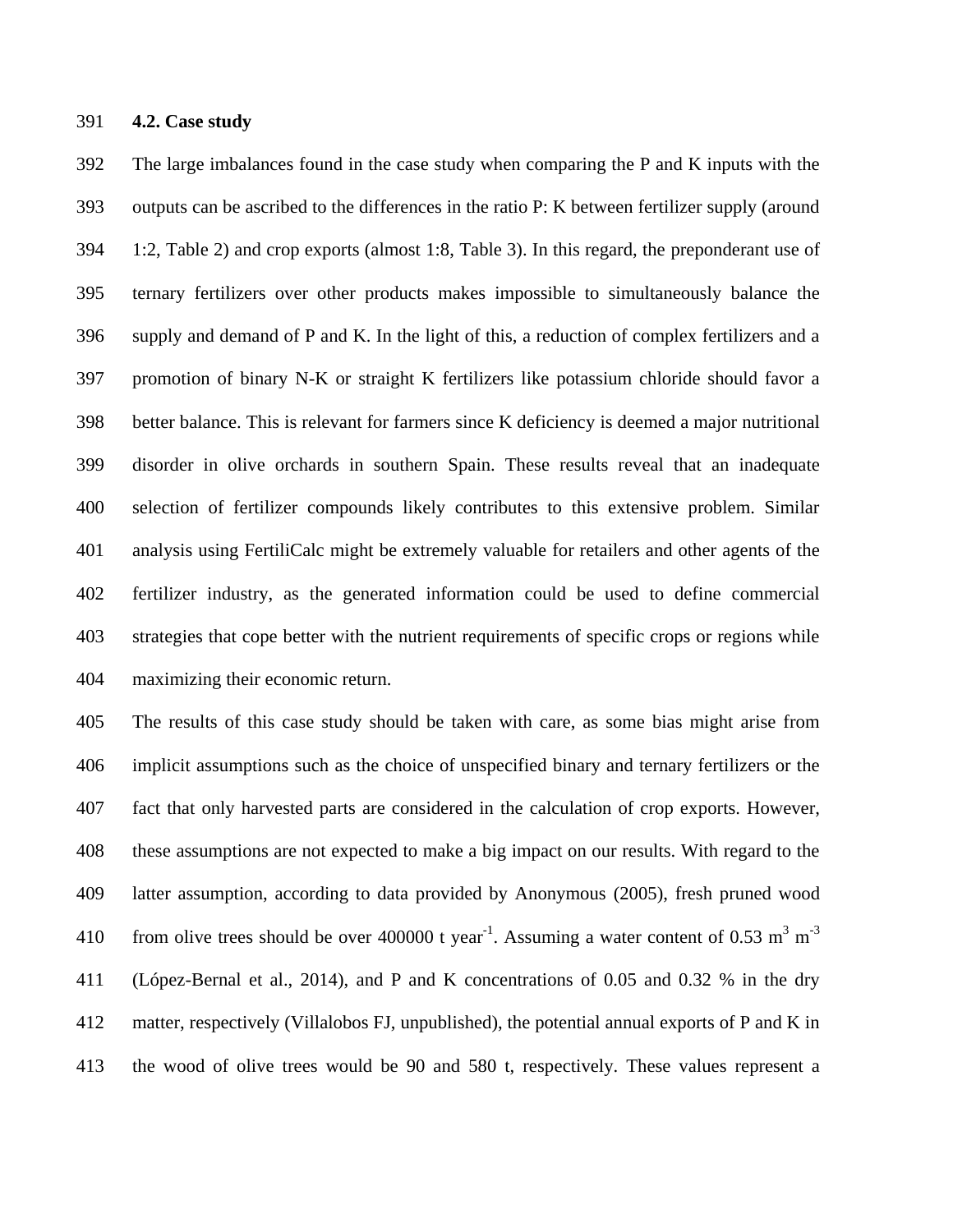### 4.2. Case study

The large imbalances found in the case study when comparing the P and K inputs with the outputs can be ascribed to the differences in the ratio P: K between fertilizer supply (around 1:2, Table 2) and crop exports (almost 1:8, Table 3). In this regard, the preponderant use of ternary fertilizers over other products makes impossible to simultaneously balance the supply and demand of P and K. In the light of this, a reduction of complex fertilizers and a promotion of binary N-K or straight K fertilizers like potassium chloride should favor a better balance. This is relevant for farmers since K deficiency is deemed a major nutritional disorder in olive orchards in southern Spain. These results reveal that an inadequate selection of fertilizer compounds likely contributes to this extensive problem. Similar analysis using FertiliCalc might be extremely valuable for retailers and other agents of the fertilizer industry, as the generated information could be used to define commercial strategies that cope better with the nutrient requirements of specific crops or regions while maximizing their economic return.

The results of this case study should be taken with care, as some bias might arise from implicit assumptions such as the choice of unspecified binary and ternary fertilizers or the fact that only harvested parts are considered in the calculation of crop exports. However, these assumptions are not expected to make a big impact on our results. With regard to the latter assumption, according to data provided by Anonymous (2005), fresh pruned wood from olive trees should be over 400000 t year$^{-1}$. Assuming a water content of 0.53 m$^{3}$ m$^{-3}$ (López-Bernal et al., 2014), and P and K concentrations of 0.05 and 0.32 % in the dry matter, respectively (Villalobos FJ, unpublished), the potential annual exports of P and K in the wood of olive trees would be 90 and 580 t, respectively. These values represent a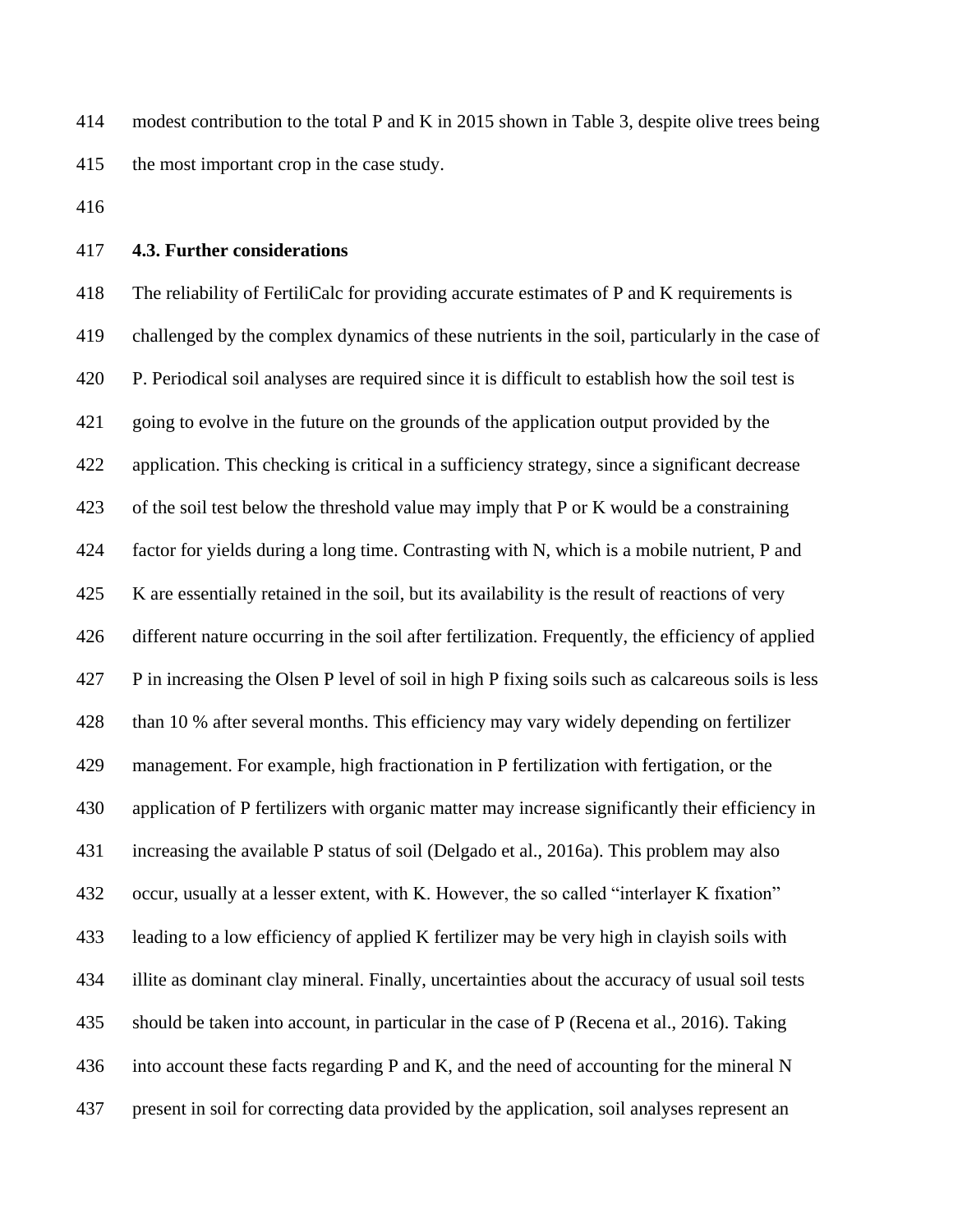modest contribution to the total P and K in 2015 shown in Table 3, despite olive trees being the most important crop in the case study.

### 4.3. Further considerations

The reliability of FertiliCalc for providing accurate estimates of P and K requirements is challenged by the complex dynamics of these nutrients in the soil, particularly in the case of P. Periodical soil analyses are required since it is difficult to establish how the soil test is going to evolve in the future on the grounds of the application output provided by the application. This checking is critical in a sufficiency strategy, since a significant decrease of the soil test below the threshold value may imply that P or K would be a constraining factor for yields during a long time. Contrasting with N, which is a mobile nutrient, P and K are essentially retained in the soil, but its availability is the result of reactions of very different nature occurring in the soil after fertilization. Frequently, the efficiency of applied P in increasing the Olsen P level of soil in high P fixing soils such as calcareous soils is less than 10 % after several months. This efficiency may vary widely depending on fertilizer management. For example, high fractionation in P fertilization with fertigation, or the application of P fertilizers with organic matter may increase significantly their efficiency in increasing the available P status of soil (Delgado et al., 2016a). This problem may also occur, usually at a lesser extent, with K. However, the so called "interlayer K fixation" leading to a low efficiency of applied K fertilizer may be very high in clayish soils with illite as dominant clay mineral. Finally, uncertainties about the accuracy of usual soil tests should be taken into account, in particular in the case of P (Recena et al., 2016). Taking into account these facts regarding P and K, and the need of accounting for the mineral N present in soil for correcting data provided by the application, soil analyses represent an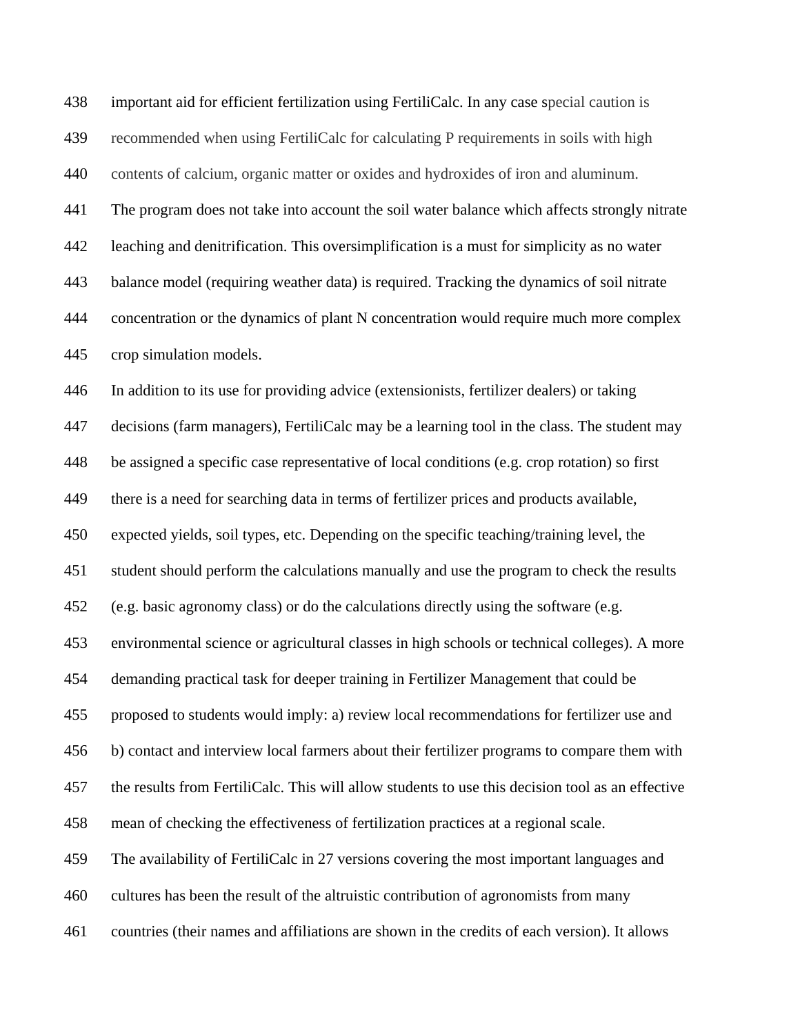important aid for efficient fertilization using FertiliCalc. In any case special caution is recommended when using FertiliCalc for calculating P requirements in soils with high contents of calcium, organic matter or oxides and hydroxides of iron and aluminum.

The program does not take into account the soil water balance which affects strongly nitrate leaching and denitrification. This oversimplification is a must for simplicity as no water balance model (requiring weather data) is required. Tracking the dynamics of soil nitrate concentration or the dynamics of plant N concentration would require much more complex crop simulation models.

In addition to its use for providing advice (extensionists, fertilizer dealers) or taking decisions (farm managers), FertiliCalc may be a learning tool in the class. The student may be assigned a specific case representative of local conditions (e.g. crop rotation) so first there is a need for searching data in terms of fertilizer prices and products available, expected yields, soil types, etc. Depending on the specific teaching/training level, the student should perform the calculations manually and use the program to check the results (e.g. basic agronomy class) or do the calculations directly using the software (e.g. environmental science or agricultural classes in high schools or technical colleges). A more demanding practical task for deeper training in Fertilizer Management that could be proposed to students would imply: a) review local recommendations for fertilizer use and b) contact and interview local farmers about their fertilizer programs to compare them with the results from FertiliCalc. This will allow students to use this decision tool as an effective mean of checking the effectiveness of fertilization practices at a regional scale.

The availability of FertiliCalc in 27 versions covering the most important languages and cultures has been the result of the altruistic contribution of agronomists from many countries (their names and affiliations are shown in the credits of each version). It allows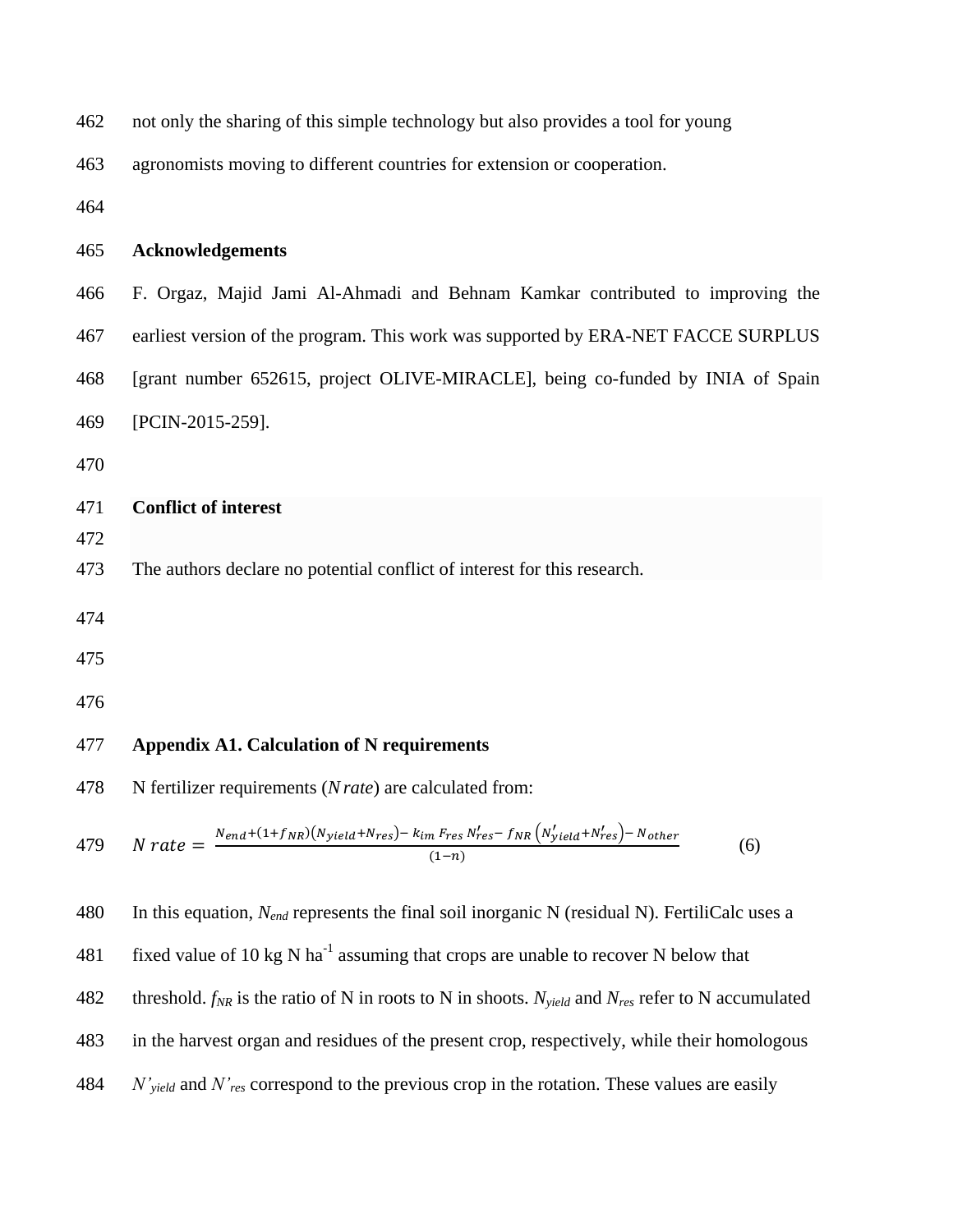not only the sharing of this simple technology but also provides a tool for young agronomists moving to different countries for extension or cooperation.

## Acknowledgements

F. Orgaz, Majid Jami Al-Ahmadi and Behnam Kamkar contributed to improving the earliest version of the program. This work was supported by ERA-NET FACCE SURPLUS [grant number 652615, project OLIVE-MIRACLE], being co-funded by INIA of Spain [PCIN-2015-259].

## Conflict of interest

The authors declare no potential conflict of interest for this research.

## Appendix A1. Calculation of N requirements

N fertilizer requirements (*N rate*) are calculated from:

$$N\ rate = \frac{N_{end} + (1+f_{NR})(N_{yield}+N_{res}) - k_{im}\, F_{res}\, N'_{res} - f_{NR}\left(N'_{yield}+N'_{res}\right) - N_{other}}{(1-n)} \qquad (6)$$

In this equation, $N_{end}$ represents the final soil inorganic N (residual N). FertiliCalc uses a fixed value of 10 kg N ha$^{-1}$ assuming that crops are unable to recover N below that threshold. $f_{NR}$ is the ratio of N in roots to N in shoots. $N_{yield}$ and $N_{res}$ refer to N accumulated in the harvest organ and residues of the present crop, respectively, while their homologous $N'_{yield}$ and $N'_{res}$ correspond to the previous crop in the rotation. These values are easily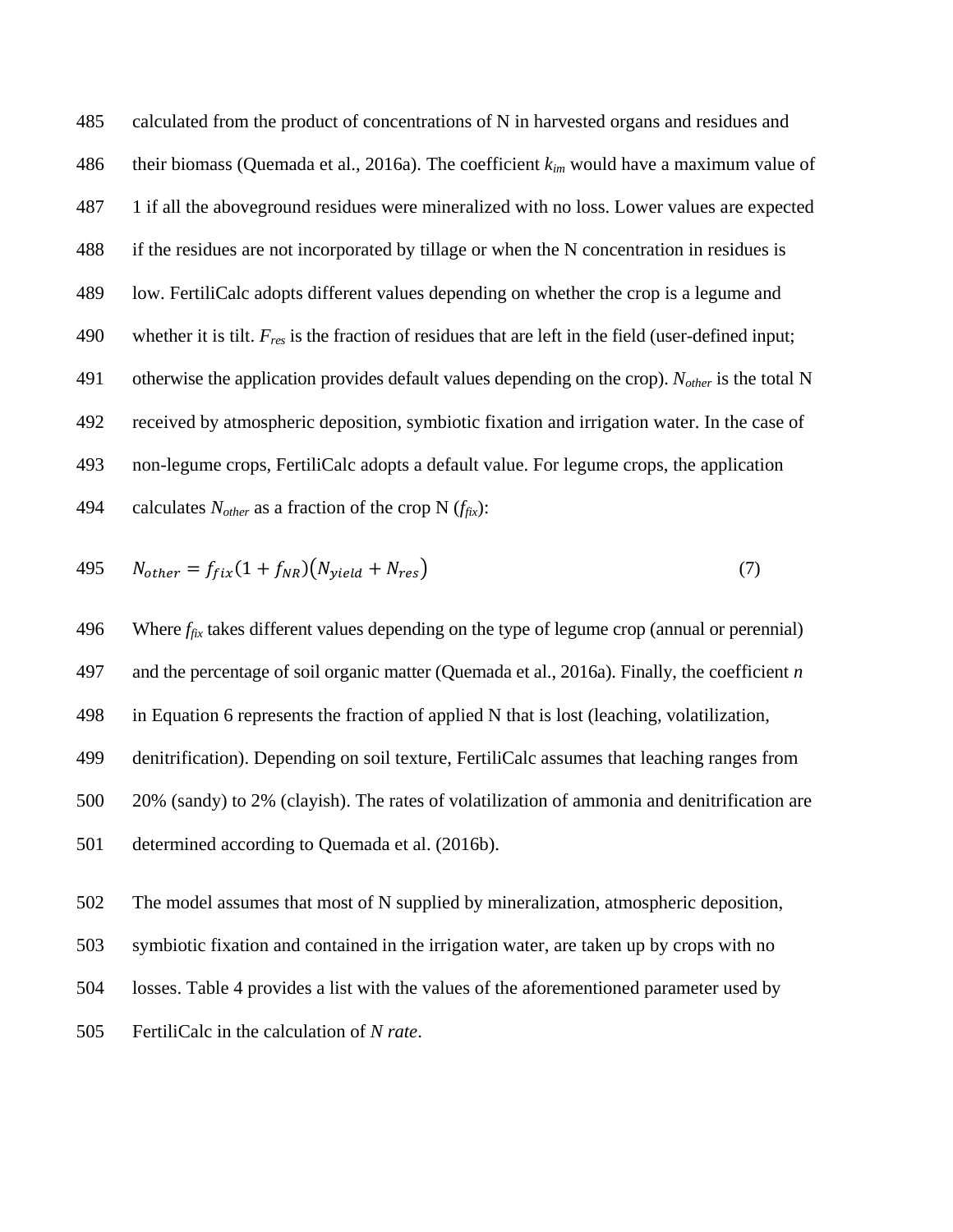calculated from the product of concentrations of N in harvested organs and residues and their biomass (Quemada et al., 2016a). The coefficient $k_{im}$ would have a maximum value of 1 if all the aboveground residues were mineralized with no loss. Lower values are expected if the residues are not incorporated by tillage or when the N concentration in residues is low. FertiliCalc adopts different values depending on whether the crop is a legume and whether it is tilt. $F_{res}$ is the fraction of residues that are left in the field (user-defined input; otherwise the application provides default values depending on the crop). $N_{other}$ is the total N received by atmospheric deposition, symbiotic fixation and irrigation water. In the case of non-legume crops, FertiliCalc adopts a default value. For legume crops, the application calculates $N_{other}$ as a fraction of the crop N ($f_{fix}$):

$$N_{other} = f_{fix}(1 + f_{NR})(N_{yield} + N_{res}) \tag{7}$$

Where $f_{fix}$ takes different values depending on the type of legume crop (annual or perennial) and the percentage of soil organic matter (Quemada et al., 2016a). Finally, the coefficient $n$ in Equation 6 represents the fraction of applied N that is lost (leaching, volatilization, denitrification). Depending on soil texture, FertiliCalc assumes that leaching ranges from 20% (sandy) to 2% (clayish). The rates of volatilization of ammonia and denitrification are determined according to Quemada et al. (2016b).

The model assumes that most of N supplied by mineralization, atmospheric deposition, symbiotic fixation and contained in the irrigation water, are taken up by crops with no losses. Table 4 provides a list with the values of the aforementioned parameter used by FertiliCalc in the calculation of *N rate*.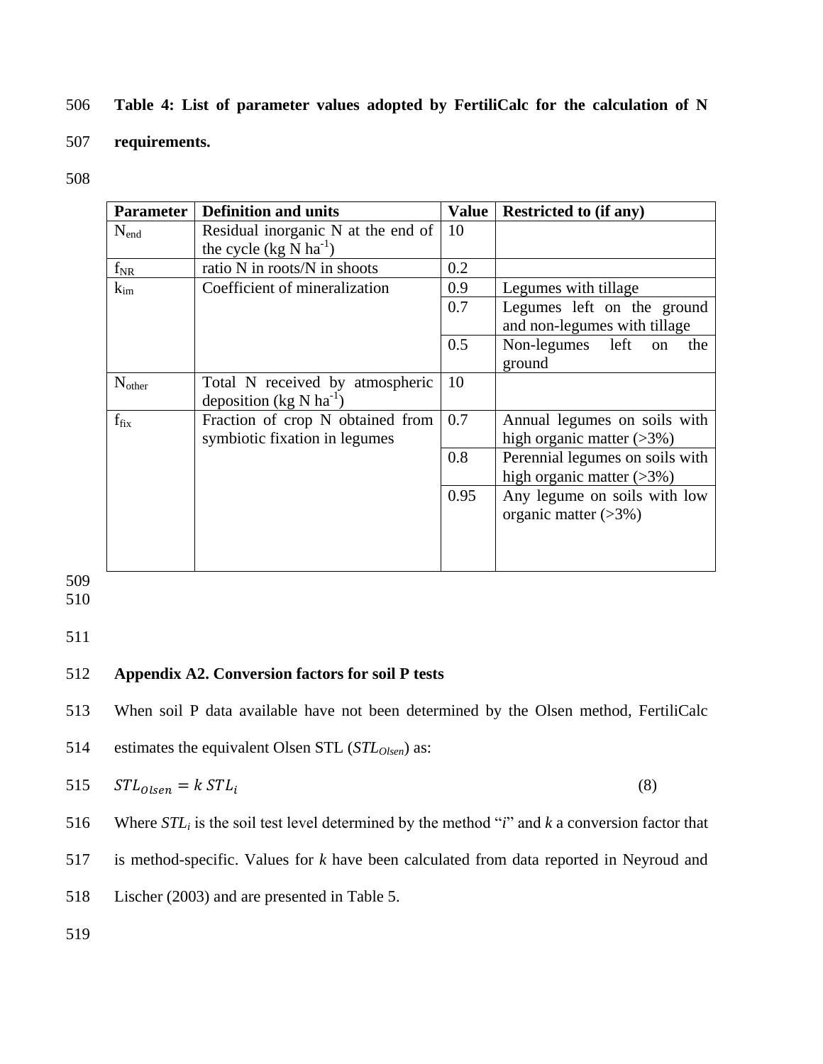**Table 4: List of parameter values adopted by FertiliCalc for the calculation of N requirements.**

| Parameter | Definition and units | Value | Restricted to (if any) |
|---|---|---|---|
| $N_{end}$ | Residual inorganic N at the end of the cycle (kg N $ha^{-1}$) | 10 | |
| $f_{NR}$ | ratio N in roots/N in shoots | 0.2 | |
| $k_{im}$ | Coefficient of mineralization | 0.9 | Legumes with tillage |
| | | 0.7 | Legumes left on the ground and non-legumes with tillage |
| | | 0.5 | Non-legumes left on the ground |
| $N_{other}$ | Total N received by atmospheric deposition (kg N $ha^{-1}$) | 10 | |
| $f_{fix}$ | Fraction of crop N obtained from symbiotic fixation in legumes | 0.7 | Annual legumes on soils with high organic matter (>3%) |
| | | 0.8 | Perennial legumes on soils with high organic matter (>3%) |
| | | 0.95 | Any legume on soils with low organic matter (>3%) |

## Appendix A2. Conversion factors for soil P tests

When soil P data available have not been determined by the Olsen method, FertiliCalc estimates the equivalent Olsen STL ($STL_{Olsen}$) as:

$$STL_{Olsen} = k\, STL_i \tag{8}$$

Where $STL_i$ is the soil test level determined by the method "*i*" and $k$ a conversion factor that is method-specific. Values for $k$ have been calculated from data reported in Neyroud and Lischer (2003) and are presented in Table 5.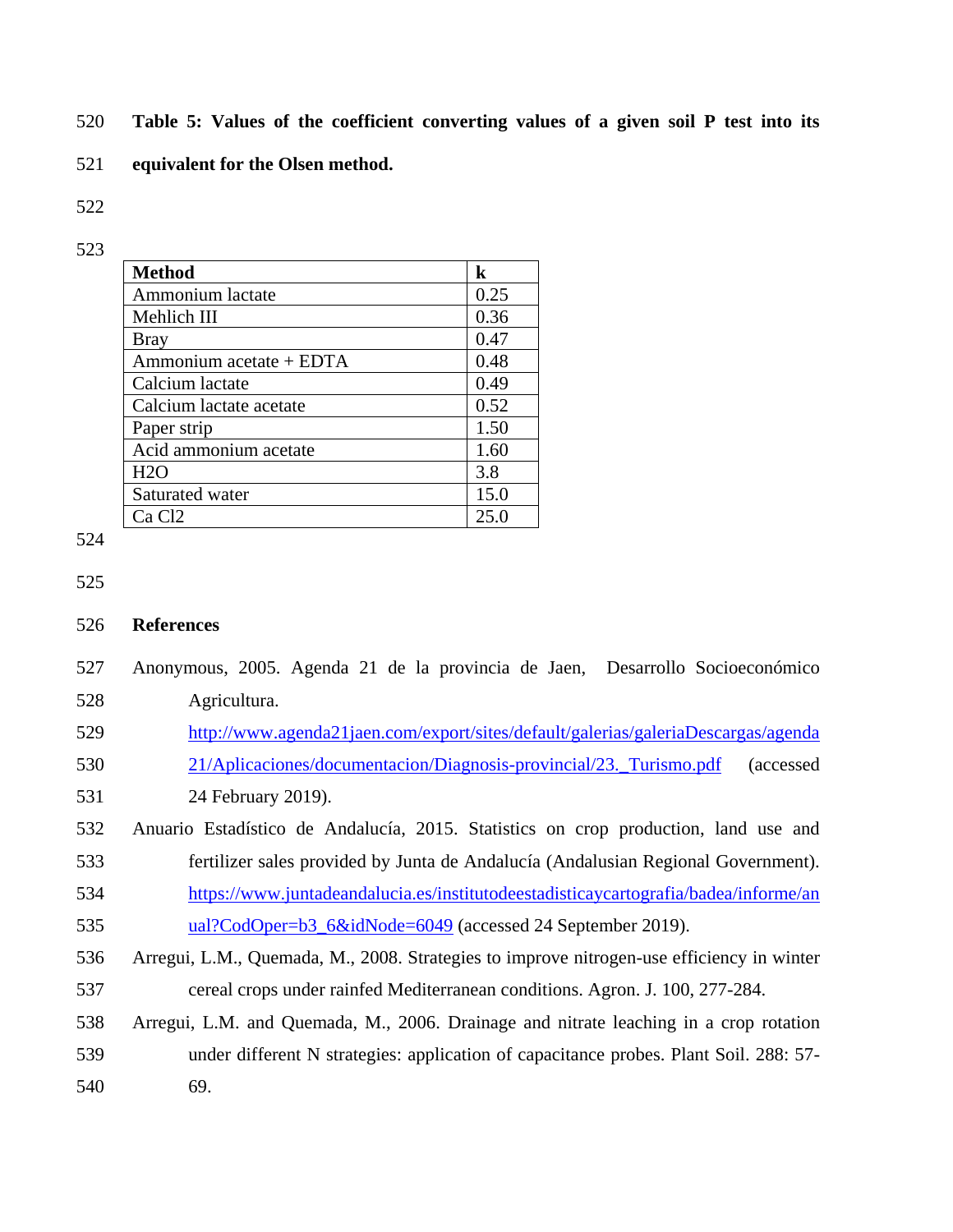**Table 5: Values of the coefficient converting values of a given soil P test into its equivalent for the Olsen method.**

| Method | k |
|---|---|
| Ammonium lactate | 0.25 |
| Mehlich III | 0.36 |
| Bray | 0.47 |
| Ammonium acetate + EDTA | 0.48 |
| Calcium lactate | 0.49 |
| Calcium lactate acetate | 0.52 |
| Paper strip | 1.50 |
| Acid ammonium acetate | 1.60 |
| H2O | 3.8 |
| Saturated water | 15.0 |
| Ca Cl2 | 25.0 |

## References

Anonymous, 2005. Agenda 21 de la provincia de Jaen, Desarrollo Socioeconómico Agricultura. http://www.agenda21jaen.com/export/sites/default/galerias/galeriaDescargas/agenda21/Aplicaciones/documentacion/Diagnosis-provincial/23._Turismo.pdf (accessed 24 February 2019).

Anuario Estadístico de Andalucía, 2015. Statistics on crop production, land use and fertilizer sales provided by Junta de Andalucía (Andalusian Regional Government). https://www.juntadeandalucia.es/institutodeestadisticaycartografia/badea/informe/anual?CodOper=b3_6&idNode=6049 (accessed 24 September 2019).

Arregui, L.M., Quemada, M., 2008. Strategies to improve nitrogen-use efficiency in winter cereal crops under rainfed Mediterranean conditions. Agron. J. 100, 277-284.

Arregui, L.M. and Quemada, M., 2006. Drainage and nitrate leaching in a crop rotation under different N strategies: application of capacitance probes. Plant Soil. 288: 57-69.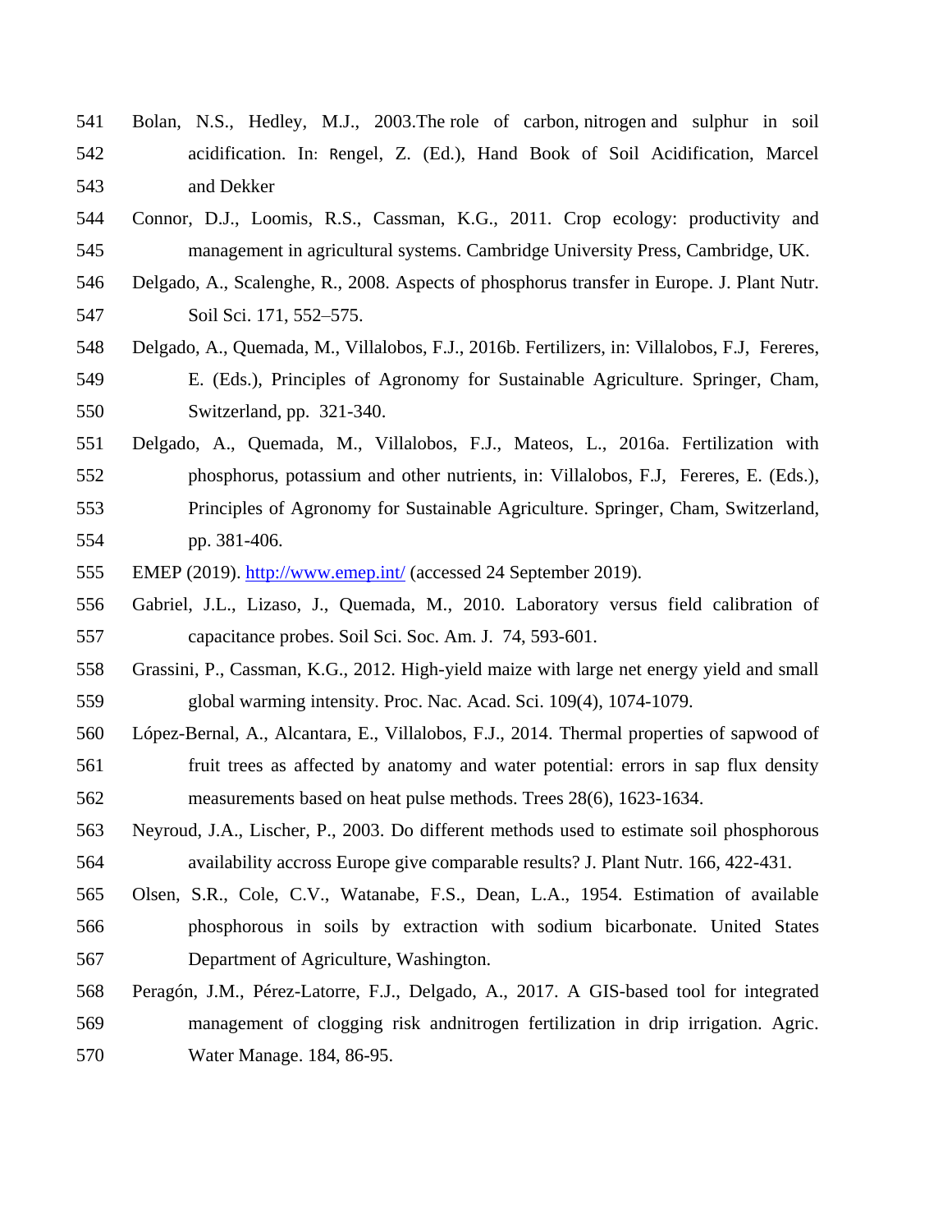Bolan, N.S., Hedley, M.J., 2003.The role of carbon, nitrogen and sulphur in soil acidification. In: Rengel, Z. (Ed.), Hand Book of Soil Acidification, Marcel and Dekker

Connor, D.J., Loomis, R.S., Cassman, K.G., 2011. Crop ecology: productivity and management in agricultural systems. Cambridge University Press, Cambridge, UK.

Delgado, A., Scalenghe, R., 2008. Aspects of phosphorus transfer in Europe. J. Plant Nutr. Soil Sci. 171, 552–575.

Delgado, A., Quemada, M., Villalobos, F.J., 2016b. Fertilizers, in: Villalobos, F.J, Fereres, E. (Eds.), Principles of Agronomy for Sustainable Agriculture. Springer, Cham, Switzerland, pp. 321-340.

Delgado, A., Quemada, M., Villalobos, F.J., Mateos, L., 2016a. Fertilization with phosphorus, potassium and other nutrients, in: Villalobos, F.J, Fereres, E. (Eds.), Principles of Agronomy for Sustainable Agriculture. Springer, Cham, Switzerland, pp. 381-406.

EMEP (2019). http://www.emep.int/ (accessed 24 September 2019).

Gabriel, J.L., Lizaso, J., Quemada, M., 2010. Laboratory versus field calibration of capacitance probes. Soil Sci. Soc. Am. J. 74, 593-601.

Grassini, P., Cassman, K.G., 2012. High-yield maize with large net energy yield and small global warming intensity. Proc. Nac. Acad. Sci. 109(4), 1074-1079.

López-Bernal, A., Alcantara, E., Villalobos, F.J., 2014. Thermal properties of sapwood of fruit trees as affected by anatomy and water potential: errors in sap flux density measurements based on heat pulse methods. Trees 28(6), 1623-1634.

Neyroud, J.A., Lischer, P., 2003. Do different methods used to estimate soil phosphorous availability accross Europe give comparable results? J. Plant Nutr. 166, 422-431.

Olsen, S.R., Cole, C.V., Watanabe, F.S., Dean, L.A., 1954. Estimation of available phosphorous in soils by extraction with sodium bicarbonate. United States Department of Agriculture, Washington.

Peragón, J.M., Pérez-Latorre, F.J., Delgado, A., 2017. A GIS-based tool for integrated management of clogging risk andnitrogen fertilization in drip irrigation. Agric. Water Manage. 184, 86-95.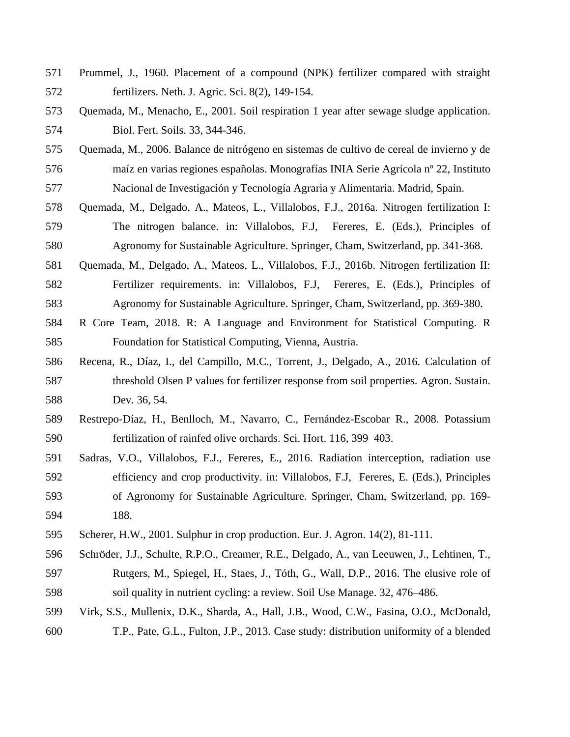Prummel, J., 1960. Placement of a compound (NPK) fertilizer compared with straight fertilizers. Neth. J. Agric. Sci. 8(2), 149-154.

Quemada, M., Menacho, E., 2001. Soil respiration 1 year after sewage sludge application. Biol. Fert. Soils. 33, 344-346.

Quemada, M., 2006. Balance de nitrógeno en sistemas de cultivo de cereal de invierno y de maíz en varias regiones españolas. Monografías INIA Serie Agrícola nº 22, Instituto Nacional de Investigación y Tecnología Agraria y Alimentaria. Madrid, Spain.

Quemada, M., Delgado, A., Mateos, L., Villalobos, F.J., 2016a. Nitrogen fertilization I: The nitrogen balance. in: Villalobos, F.J, Fereres, E. (Eds.), Principles of Agronomy for Sustainable Agriculture. Springer, Cham, Switzerland, pp. 341-368.

Quemada, M., Delgado, A., Mateos, L., Villalobos, F.J., 2016b. Nitrogen fertilization II: Fertilizer requirements. in: Villalobos, F.J, Fereres, E. (Eds.), Principles of Agronomy for Sustainable Agriculture. Springer, Cham, Switzerland, pp. 369-380.

R Core Team, 2018. R: A Language and Environment for Statistical Computing. R Foundation for Statistical Computing, Vienna, Austria.

Recena, R., Díaz, I., del Campillo, M.C., Torrent, J., Delgado, A., 2016. Calculation of threshold Olsen P values for fertilizer response from soil properties. Agron. Sustain. Dev. 36, 54.

Restrepo-Díaz, H., Benlloch, M., Navarro, C., Fernández-Escobar R., 2008. Potassium fertilization of rainfed olive orchards. Sci. Hort. 116, 399–403.

Sadras, V.O., Villalobos, F.J., Fereres, E., 2016. Radiation interception, radiation use efficiency and crop productivity. in: Villalobos, F.J, Fereres, E. (Eds.), Principles of Agronomy for Sustainable Agriculture. Springer, Cham, Switzerland, pp. 169-188.

Scherer, H.W., 2001. Sulphur in crop production. Eur. J. Agron. 14(2), 81-111.

Schröder, J.J., Schulte, R.P.O., Creamer, R.E., Delgado, A., van Leeuwen, J., Lehtinen, T., Rutgers, M., Spiegel, H., Staes, J., Tóth, G., Wall, D.P., 2016. The elusive role of soil quality in nutrient cycling: a review. Soil Use Manage. 32, 476–486.

Virk, S.S., Mullenix, D.K., Sharda, A., Hall, J.B., Wood, C.W., Fasina, O.O., McDonald, T.P., Pate, G.L., Fulton, J.P., 2013. Case study: distribution uniformity of a blended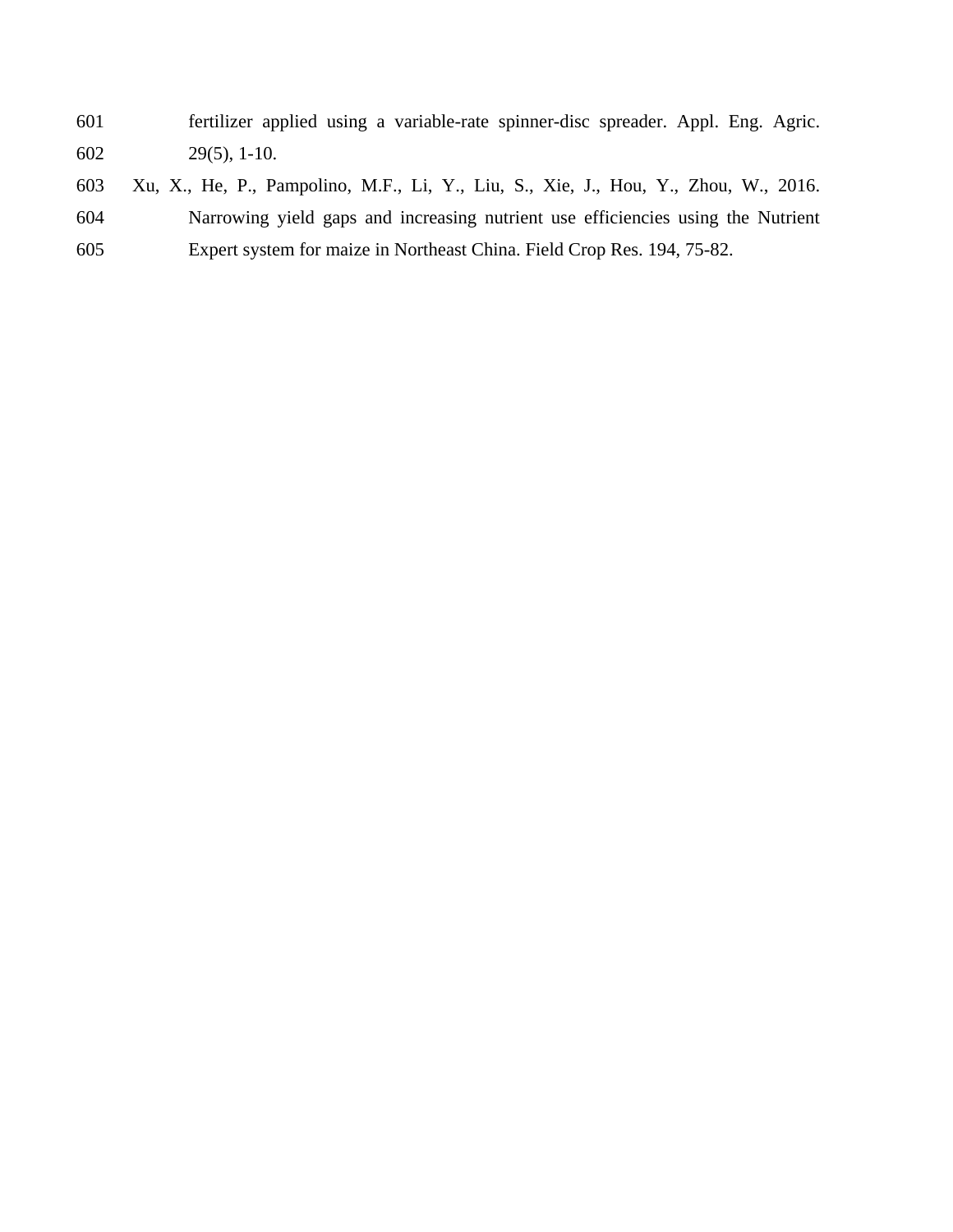fertilizer applied using a variable-rate spinner-disc spreader. Appl. Eng. Agric. 29(5), 1-10.

Xu, X., He, P., Pampolino, M.F., Li, Y., Liu, S., Xie, J., Hou, Y., Zhou, W., 2016. Narrowing yield gaps and increasing nutrient use efficiencies using the Nutrient Expert system for maize in Northeast China. Field Crop Res. 194, 75-82.